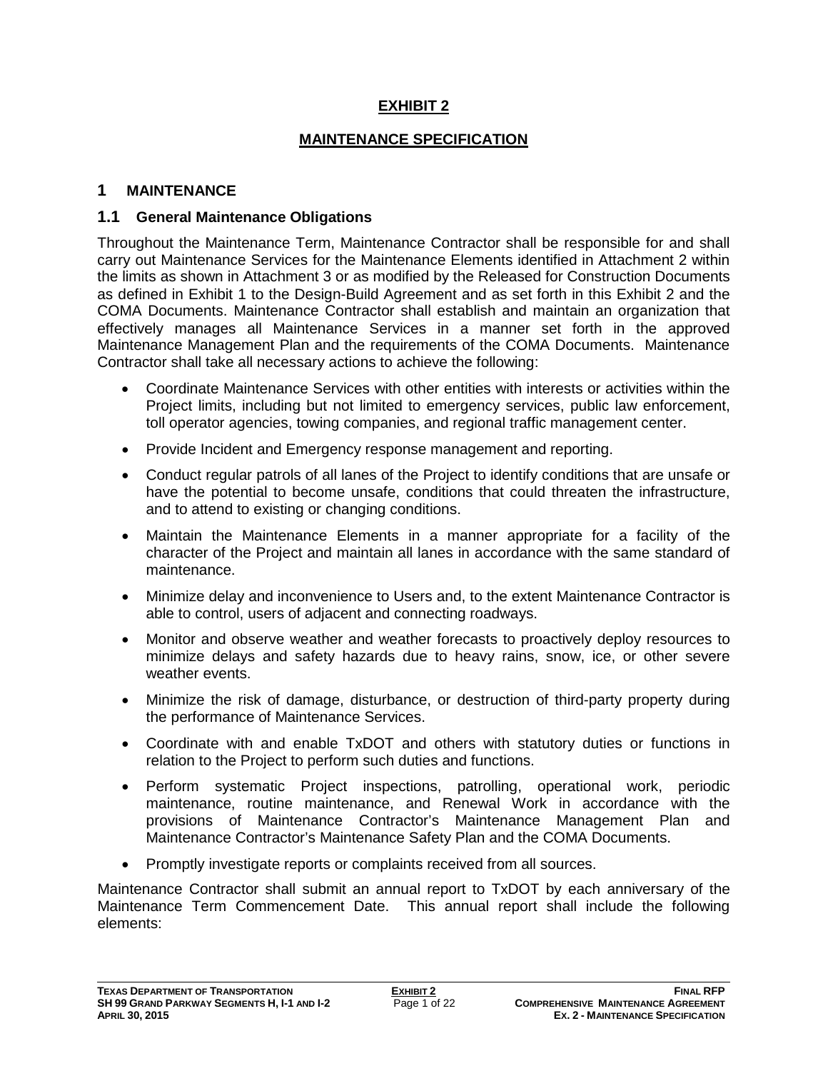# EXHIBIT 2

# MAINTENANCE SPECIFICATION

## 1 MAINTENANCE

### 1.1 General Maintenance Obligations

Throughout the Maintenance Term, Maintenance Contractor shall be responsible for and shall carry out Maintenance Services for the Maintenance Elements identified in Attachment 2 within the limits as shown in Attachment 3 or as modified by the Released for Construction Documents as defined in Exhibit 1 to the Design-Build Agreement and as set forth in this Exhibit 2 and the COMA Documents. Maintenance Contractor shall establish and maintain an organization that effectively manages all Maintenance Services in a manner set forth in the approved Maintenance Management Plan and the requirements of the COMA Documents. Maintenance Contractor shall take all necessary actions to achieve the following:

- Coordinate Maintenance Services with other entities with interests or activities within the Project limits, including but not limited to emergency services, public law enforcement, toll operator agencies, towing companies, and regional traffic management center.
- Provide Incident and Emergency response management and reporting.
- Conduct regular patrols of all lanes of the Project to identify conditions that are unsafe or have the potential to become unsafe, conditions that could threaten the infrastructure, and to attend to existing or changing conditions.
- Maintain the Maintenance Elements in a manner appropriate for a facility of the character of the Project and maintain all lanes in accordance with the same standard of maintenance.
- Minimize delay and inconvenience to Users and, to the extent Maintenance Contractor is able to control, users of adjacent and connecting roadways.
- Monitor and observe weather and weather forecasts to proactively deploy resources to minimize delays and safety hazards due to heavy rains, snow, ice, or other severe weather events.
- Minimize the risk of damage, disturbance, or destruction of third-party property during the performance of Maintenance Services.
- Coordinate with and enable TxDOT and others with statutory duties or functions in relation to the Project to perform such duties and functions.
- Perform systematic Project inspections, patrolling, operational work, periodic maintenance, routine maintenance, and Renewal Work in accordance with the provisions of Maintenance Contractor's Maintenance Management Plan and Maintenance Contractor's Maintenance Safety Plan and the COMA Documents.
- Promptly investigate reports or complaints received from all sources.

Maintenance Contractor shall submit an annual report to TxDOT by each anniversary of the Maintenance Term Commencement Date. This annual report shall include the following elements: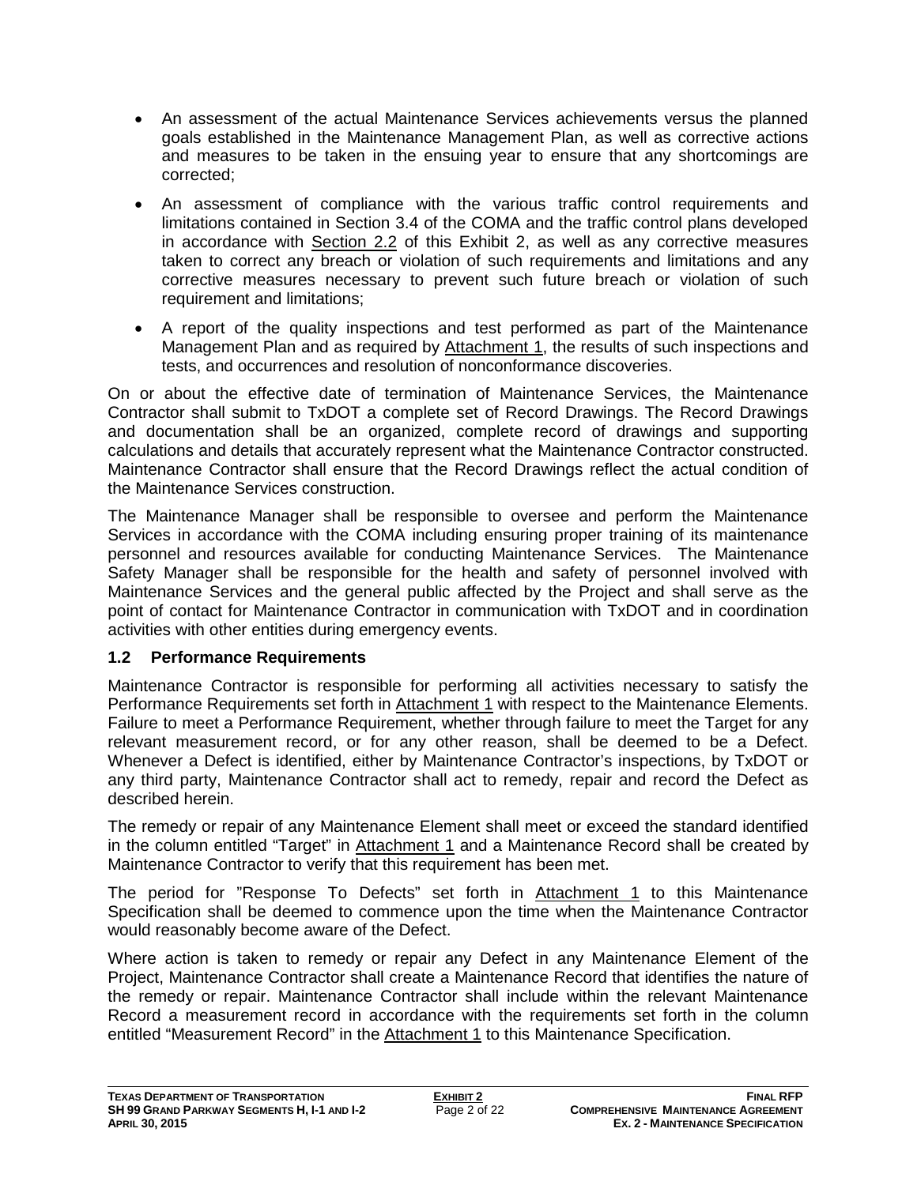- An assessment of the actual Maintenance Services achievements versus the planned goals established in the Maintenance Management Plan, as well as corrective actions and measures to be taken in the ensuing year to ensure that any shortcomings are corrected;
- An assessment of compliance with the various traffic control requirements and limitations contained in Section 3.4 of the COMA and the traffic control plans developed in accordance with Section 2.2 of this Exhibit 2, as well as any corrective measures taken to correct any breach or violation of such requirements and limitations and any corrective measures necessary to prevent such future breach or violation of such requirement and limitations;
- A report of the quality inspections and test performed as part of the Maintenance Management Plan and as required by Attachment 1, the results of such inspections and tests, and occurrences and resolution of nonconformance discoveries.

On or about the effective date of termination of Maintenance Services, the Maintenance Contractor shall submit to TxDOT a complete set of Record Drawings. The Record Drawings and documentation shall be an organized, complete record of drawings and supporting calculations and details that accurately represent what the Maintenance Contractor constructed. Maintenance Contractor shall ensure that the Record Drawings reflect the actual condition of the Maintenance Services construction.

The Maintenance Manager shall be responsible to oversee and perform the Maintenance Services in accordance with the COMA including ensuring proper training of its maintenance personnel and resources available for conducting Maintenance Services. The Maintenance Safety Manager shall be responsible for the health and safety of personnel involved with Maintenance Services and the general public affected by the Project and shall serve as the point of contact for Maintenance Contractor in communication with TxDOT and in coordination activities with other entities during emergency events.

## 1.2 Performance Requirements

Maintenance Contractor is responsible for performing all activities necessary to satisfy the Performance Requirements set forth in Attachment 1 with respect to the Maintenance Elements. Failure to meet a Performance Requirement, whether through failure to meet the Target for any relevant measurement record, or for any other reason, shall be deemed to be a Defect. Whenever a Defect is identified, either by Maintenance Contractor's inspections, by TxDOT or any third party, Maintenance Contractor shall act to remedy, repair and record the Defect as described herein.

The remedy or repair of any Maintenance Element shall meet or exceed the standard identified in the column entitled "Target" in Attachment 1 and a Maintenance Record shall be created by Maintenance Contractor to verify that this requirement has been met.

The period for "Response To Defects" set forth in Attachment 1 to this Maintenance Specification shall be deemed to commence upon the time when the Maintenance Contractor would reasonably become aware of the Defect.

Where action is taken to remedy or repair any Defect in any Maintenance Element of the Project, Maintenance Contractor shall create a Maintenance Record that identifies the nature of the remedy or repair. Maintenance Contractor shall include within the relevant Maintenance Record a measurement record in accordance with the requirements set forth in the column entitled "Measurement Record" in the Attachment 1 to this Maintenance Specification.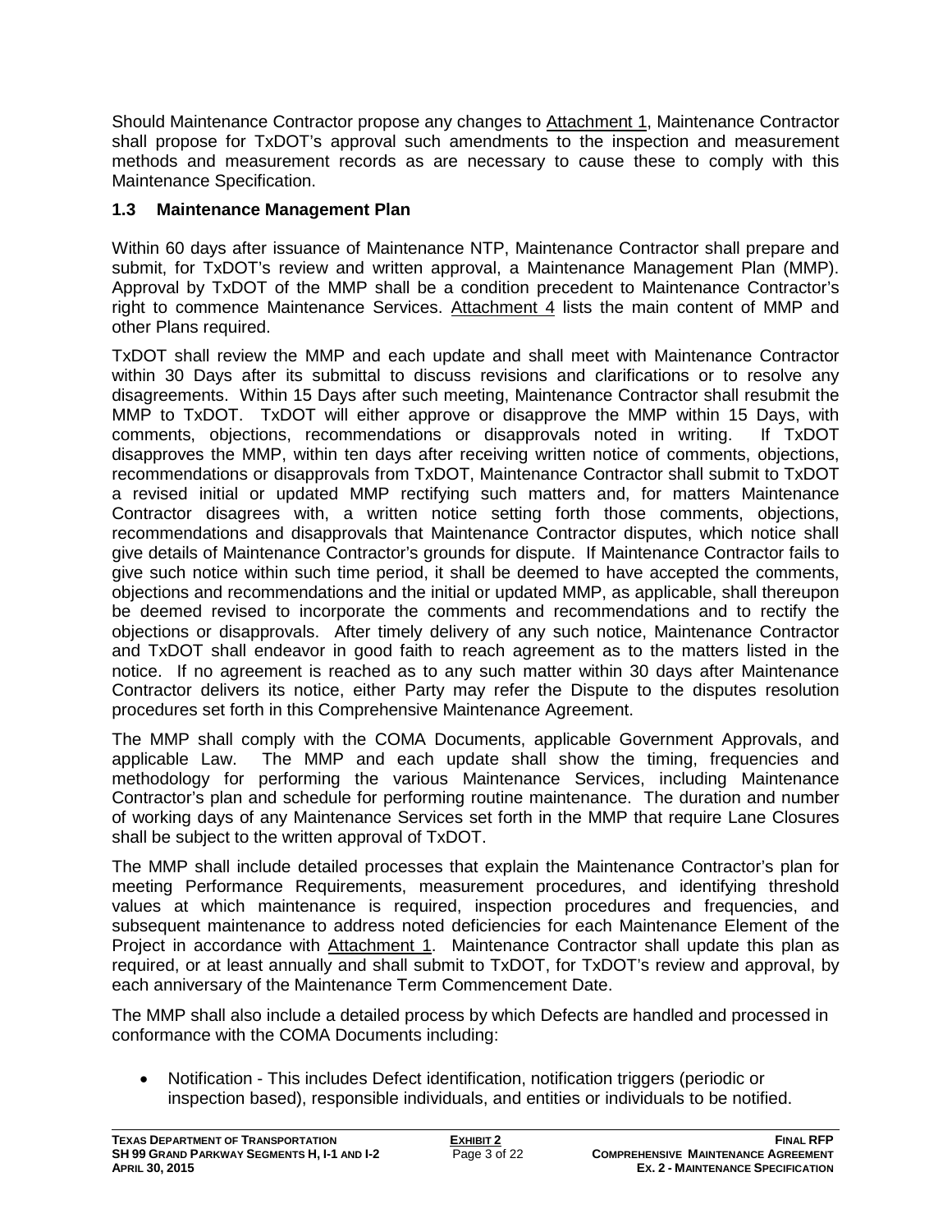Should Maintenance Contractor propose any changes to Attachment 1, Maintenance Contractor shall propose for TxDOT's approval such amendments to the inspection and measurement methods and measurement records as are necessary to cause these to comply with this Maintenance Specification.

### 1.3 Maintenance Management Plan

Within 60 days after issuance of Maintenance NTP, Maintenance Contractor shall prepare and submit, for TxDOT's review and written approval, a Maintenance Management Plan (MMP). Approval by TxDOT of the MMP shall be a condition precedent to Maintenance Contractor's right to commence Maintenance Services. Attachment 4 lists the main content of MMP and other Plans required.

TxDOT shall review the MMP and each update and shall meet with Maintenance Contractor within 30 Days after its submittal to discuss revisions and clarifications or to resolve any disagreements. Within 15 Days after such meeting, Maintenance Contractor shall resubmit the MMP to TxDOT. TxDOT will either approve or disapprove the MMP within 15 Days, with comments, objections, recommendations or disapprovals noted in writing. If TxDOT disapproves the MMP, within ten days after receiving written notice of comments, objections, recommendations or disapprovals from TxDOT, Maintenance Contractor shall submit to TxDOT a revised initial or updated MMP rectifying such matters and, for matters Maintenance Contractor disagrees with, a written notice setting forth those comments, objections, recommendations and disapprovals that Maintenance Contractor disputes, which notice shall give details of Maintenance Contractor's grounds for dispute. If Maintenance Contractor fails to give such notice within such time period, it shall be deemed to have accepted the comments, objections and recommendations and the initial or updated MMP, as applicable, shall thereupon be deemed revised to incorporate the comments and recommendations and to rectify the objections or disapprovals. After timely delivery of any such notice, Maintenance Contractor and TxDOT shall endeavor in good faith to reach agreement as to the matters listed in the notice. If no agreement is reached as to any such matter within 30 days after Maintenance Contractor delivers its notice, either Party may refer the Dispute to the disputes resolution procedures set forth in this Comprehensive Maintenance Agreement.

The MMP shall comply with the COMA Documents, applicable Government Approvals, and applicable Law. The MMP and each update shall show the timing, frequencies and methodology for performing the various Maintenance Services, including Maintenance Contractor's plan and schedule for performing routine maintenance. The duration and number of working days of any Maintenance Services set forth in the MMP that require Lane Closures shall be subject to the written approval of TxDOT.

The MMP shall include detailed processes that explain the Maintenance Contractor's plan for meeting Performance Requirements, measurement procedures, and identifying threshold values at which maintenance is required, inspection procedures and frequencies, and subsequent maintenance to address noted deficiencies for each Maintenance Element of the Project in accordance with Attachment 1. Maintenance Contractor shall update this plan as required, or at least annually and shall submit to TxDOT, for TxDOT's review and approval, by each anniversary of the Maintenance Term Commencement Date.

The MMP shall also include a detailed process by which Defects are handled and processed in conformance with the COMA Documents including:

- Notification - This includes Defect identification, notification triggers (periodic or inspection based), responsible individuals, and entities or individuals to be notified.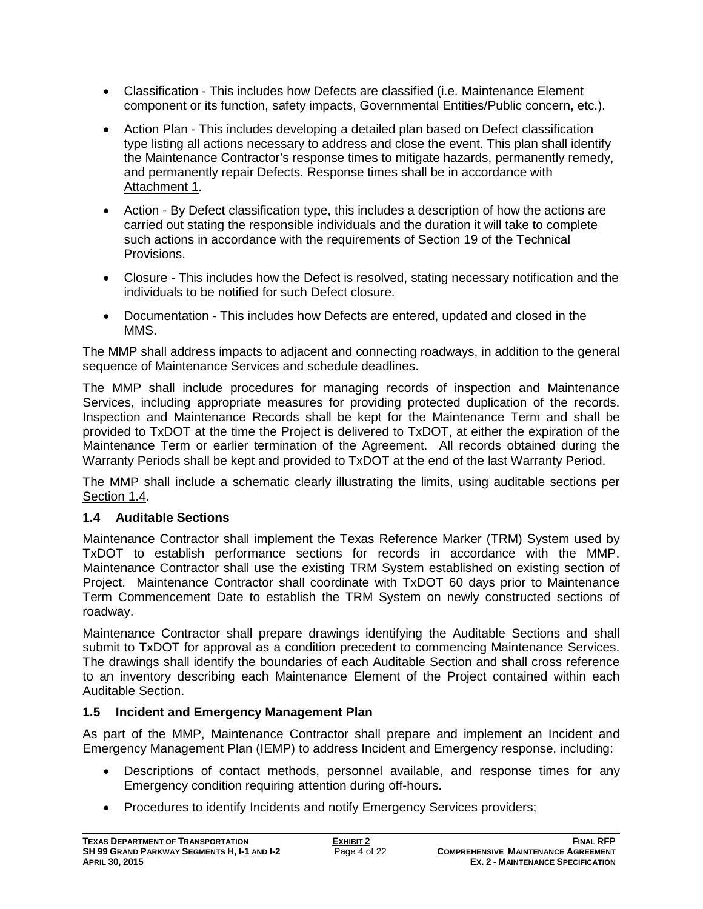- Classification - This includes how Defects are classified (i.e. Maintenance Element component or its function, safety impacts, Governmental Entities/Public concern, etc.).
- Action Plan - This includes developing a detailed plan based on Defect classification type listing all actions necessary to address and close the event. This plan shall identify the Maintenance Contractor's response times to mitigate hazards, permanently remedy, and permanently repair Defects. Response times shall be in accordance with Attachment 1.
- Action - By Defect classification type, this includes a description of how the actions are carried out stating the responsible individuals and the duration it will take to complete such actions in accordance with the requirements of Section 19 of the Technical Provisions.
- Closure - This includes how the Defect is resolved, stating necessary notification and the individuals to be notified for such Defect closure.
- Documentation - This includes how Defects are entered, updated and closed in the MMS.

The MMP shall address impacts to adjacent and connecting roadways, in addition to the general sequence of Maintenance Services and schedule deadlines.

The MMP shall include procedures for managing records of inspection and Maintenance Services, including appropriate measures for providing protected duplication of the records. Inspection and Maintenance Records shall be kept for the Maintenance Term and shall be provided to TxDOT at the time the Project is delivered to TxDOT, at either the expiration of the Maintenance Term or earlier termination of the Agreement. All records obtained during the Warranty Periods shall be kept and provided to TxDOT at the end of the last Warranty Period.

The MMP shall include a schematic clearly illustrating the limits, using auditable sections per Section 1.4.

## 1.4 Auditable Sections

Maintenance Contractor shall implement the Texas Reference Marker (TRM) System used by TxDOT to establish performance sections for records in accordance with the MMP. Maintenance Contractor shall use the existing TRM System established on existing section of Project. Maintenance Contractor shall coordinate with TxDOT 60 days prior to Maintenance Term Commencement Date to establish the TRM System on newly constructed sections of roadway.

Maintenance Contractor shall prepare drawings identifying the Auditable Sections and shall submit to TxDOT for approval as a condition precedent to commencing Maintenance Services. The drawings shall identify the boundaries of each Auditable Section and shall cross reference to an inventory describing each Maintenance Element of the Project contained within each Auditable Section.

## 1.5 Incident and Emergency Management Plan

As part of the MMP, Maintenance Contractor shall prepare and implement an Incident and Emergency Management Plan (IEMP) to address Incident and Emergency response, including:

- Descriptions of contact methods, personnel available, and response times for any Emergency condition requiring attention during off-hours.
- Procedures to identify Incidents and notify Emergency Services providers;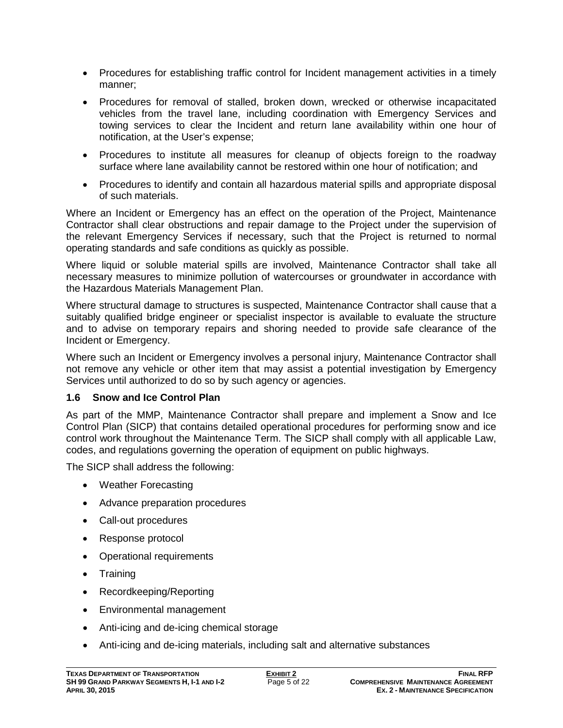- Procedures for establishing traffic control for Incident management activities in a timely manner;
- Procedures for removal of stalled, broken down, wrecked or otherwise incapacitated vehicles from the travel lane, including coordination with Emergency Services and towing services to clear the Incident and return lane availability within one hour of notification, at the User's expense;
- Procedures to institute all measures for cleanup of objects foreign to the roadway surface where lane availability cannot be restored within one hour of notification; and
- Procedures to identify and contain all hazardous material spills and appropriate disposal of such materials.

Where an Incident or Emergency has an effect on the operation of the Project, Maintenance Contractor shall clear obstructions and repair damage to the Project under the supervision of the relevant Emergency Services if necessary, such that the Project is returned to normal operating standards and safe conditions as quickly as possible.

Where liquid or soluble material spills are involved, Maintenance Contractor shall take all necessary measures to minimize pollution of watercourses or groundwater in accordance with the Hazardous Materials Management Plan.

Where structural damage to structures is suspected, Maintenance Contractor shall cause that a suitably qualified bridge engineer or specialist inspector is available to evaluate the structure and to advise on temporary repairs and shoring needed to provide safe clearance of the Incident or Emergency.

Where such an Incident or Emergency involves a personal injury, Maintenance Contractor shall not remove any vehicle or other item that may assist a potential investigation by Emergency Services until authorized to do so by such agency or agencies.

### 1.6 Snow and Ice Control Plan

As part of the MMP, Maintenance Contractor shall prepare and implement a Snow and Ice Control Plan (SICP) that contains detailed operational procedures for performing snow and ice control work throughout the Maintenance Term. The SICP shall comply with all applicable Law, codes, and regulations governing the operation of equipment on public highways.

The SICP shall address the following:

- Weather Forecasting
- Advance preparation procedures
- Call-out procedures
- Response protocol
- Operational requirements
- Training
- Recordkeeping/Reporting
- Environmental management
- Anti-icing and de-icing chemical storage
- Anti-icing and de-icing materials, including salt and alternative substances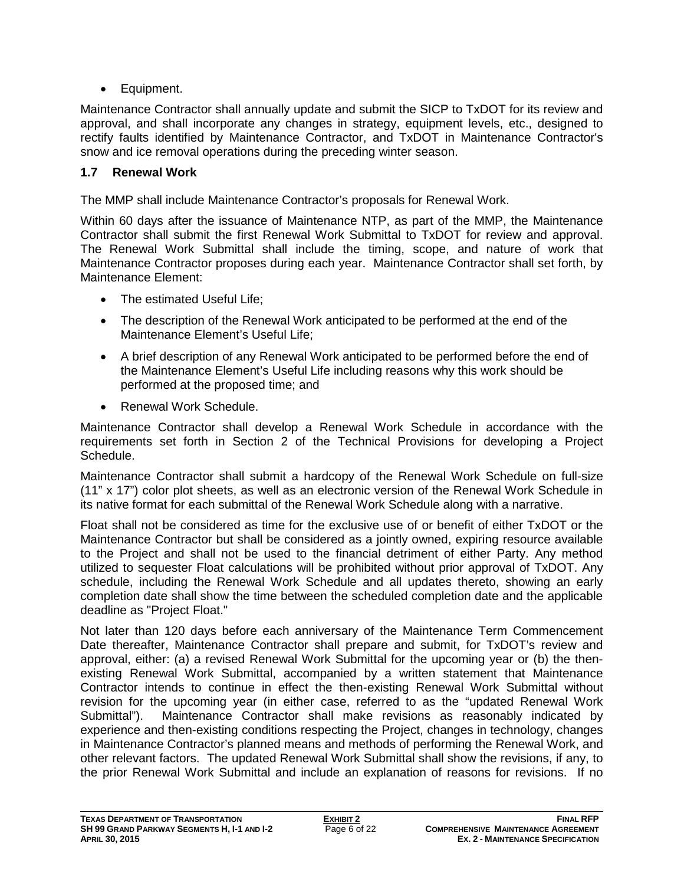- Equipment.

Maintenance Contractor shall annually update and submit the SICP to TxDOT for its review and approval, and shall incorporate any changes in strategy, equipment levels, etc., designed to rectify faults identified by Maintenance Contractor, and TxDOT in Maintenance Contractor's snow and ice removal operations during the preceding winter season.

### 1.7 Renewal Work

The MMP shall include Maintenance Contractor's proposals for Renewal Work.

Within 60 days after the issuance of Maintenance NTP, as part of the MMP, the Maintenance Contractor shall submit the first Renewal Work Submittal to TxDOT for review and approval. The Renewal Work Submittal shall include the timing, scope, and nature of work that Maintenance Contractor proposes during each year. Maintenance Contractor shall set forth, by Maintenance Element:

- The estimated Useful Life;
- The description of the Renewal Work anticipated to be performed at the end of the Maintenance Element's Useful Life;
- A brief description of any Renewal Work anticipated to be performed before the end of the Maintenance Element's Useful Life including reasons why this work should be performed at the proposed time; and
- Renewal Work Schedule.

Maintenance Contractor shall develop a Renewal Work Schedule in accordance with the requirements set forth in Section 2 of the Technical Provisions for developing a Project Schedule.

Maintenance Contractor shall submit a hardcopy of the Renewal Work Schedule on full-size (11" x 17") color plot sheets, as well as an electronic version of the Renewal Work Schedule in its native format for each submittal of the Renewal Work Schedule along with a narrative.

Float shall not be considered as time for the exclusive use of or benefit of either TxDOT or the Maintenance Contractor but shall be considered as a jointly owned, expiring resource available to the Project and shall not be used to the financial detriment of either Party. Any method utilized to sequester Float calculations will be prohibited without prior approval of TxDOT. Any schedule, including the Renewal Work Schedule and all updates thereto, showing an early completion date shall show the time between the scheduled completion date and the applicable deadline as "Project Float."

Not later than 120 days before each anniversary of the Maintenance Term Commencement Date thereafter, Maintenance Contractor shall prepare and submit, for TxDOT's review and approval, either: (a) a revised Renewal Work Submittal for the upcoming year or (b) the then-existing Renewal Work Submittal, accompanied by a written statement that Maintenance Contractor intends to continue in effect the then-existing Renewal Work Submittal without revision for the upcoming year (in either case, referred to as the "updated Renewal Work Submittal"). Maintenance Contractor shall make revisions as reasonably indicated by experience and then-existing conditions respecting the Project, changes in technology, changes in Maintenance Contractor's planned means and methods of performing the Renewal Work, and other relevant factors. The updated Renewal Work Submittal shall show the revisions, if any, to the prior Renewal Work Submittal and include an explanation of reasons for revisions. If no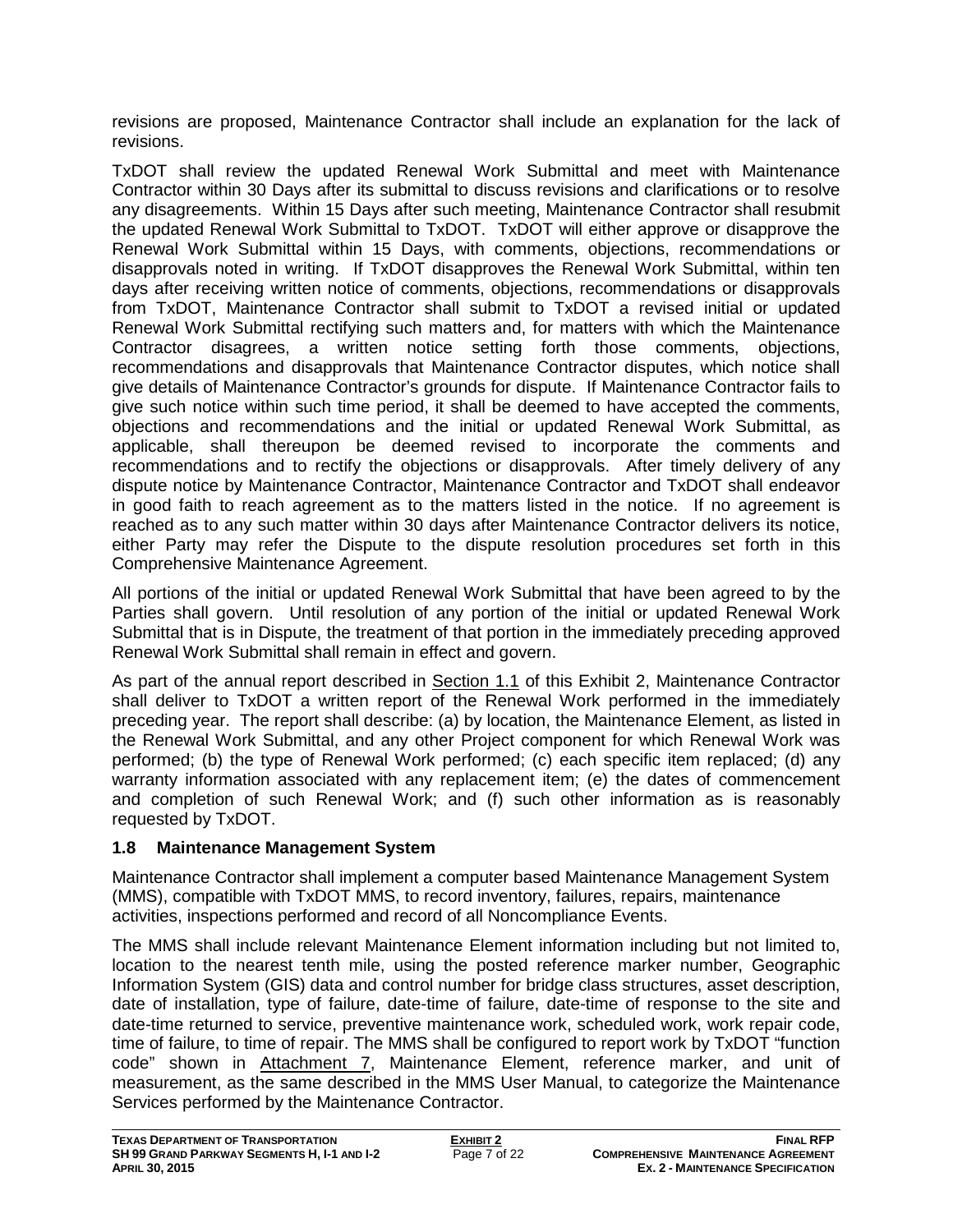revisions are proposed, Maintenance Contractor shall include an explanation for the lack of revisions.

TxDOT shall review the updated Renewal Work Submittal and meet with Maintenance Contractor within 30 Days after its submittal to discuss revisions and clarifications or to resolve any disagreements. Within 15 Days after such meeting, Maintenance Contractor shall resubmit the updated Renewal Work Submittal to TxDOT. TxDOT will either approve or disapprove the Renewal Work Submittal within 15 Days, with comments, objections, recommendations or disapprovals noted in writing. If TxDOT disapproves the Renewal Work Submittal, within ten days after receiving written notice of comments, objections, recommendations or disapprovals from TxDOT, Maintenance Contractor shall submit to TxDOT a revised initial or updated Renewal Work Submittal rectifying such matters and, for matters with which the Maintenance Contractor disagrees, a written notice setting forth those comments, objections, recommendations and disapprovals that Maintenance Contractor disputes, which notice shall give details of Maintenance Contractor's grounds for dispute. If Maintenance Contractor fails to give such notice within such time period, it shall be deemed to have accepted the comments, objections and recommendations and the initial or updated Renewal Work Submittal, as applicable, shall thereupon be deemed revised to incorporate the comments and recommendations and to rectify the objections or disapprovals. After timely delivery of any dispute notice by Maintenance Contractor, Maintenance Contractor and TxDOT shall endeavor in good faith to reach agreement as to the matters listed in the notice. If no agreement is reached as to any such matter within 30 days after Maintenance Contractor delivers its notice, either Party may refer the Dispute to the dispute resolution procedures set forth in this Comprehensive Maintenance Agreement.

All portions of the initial or updated Renewal Work Submittal that have been agreed to by the Parties shall govern. Until resolution of any portion of the initial or updated Renewal Work Submittal that is in Dispute, the treatment of that portion in the immediately preceding approved Renewal Work Submittal shall remain in effect and govern.

As part of the annual report described in Section 1.1 of this Exhibit 2, Maintenance Contractor shall deliver to TxDOT a written report of the Renewal Work performed in the immediately preceding year. The report shall describe: (a) by location, the Maintenance Element, as listed in the Renewal Work Submittal, and any other Project component for which Renewal Work was performed; (b) the type of Renewal Work performed; (c) each specific item replaced; (d) any warranty information associated with any replacement item; (e) the dates of commencement and completion of such Renewal Work; and (f) such other information as is reasonably requested by TxDOT.

## 1.8 Maintenance Management System

Maintenance Contractor shall implement a computer based Maintenance Management System (MMS), compatible with TxDOT MMS, to record inventory, failures, repairs, maintenance activities, inspections performed and record of all Noncompliance Events.

The MMS shall include relevant Maintenance Element information including but not limited to, location to the nearest tenth mile, using the posted reference marker number, Geographic Information System (GIS) data and control number for bridge class structures, asset description, date of installation, type of failure, date-time of failure, date-time of response to the site and date-time returned to service, preventive maintenance work, scheduled work, work repair code, time of failure, to time of repair. The MMS shall be configured to report work by TxDOT "function code" shown in Attachment 7, Maintenance Element, reference marker, and unit of measurement, as the same described in the MMS User Manual, to categorize the Maintenance Services performed by the Maintenance Contractor.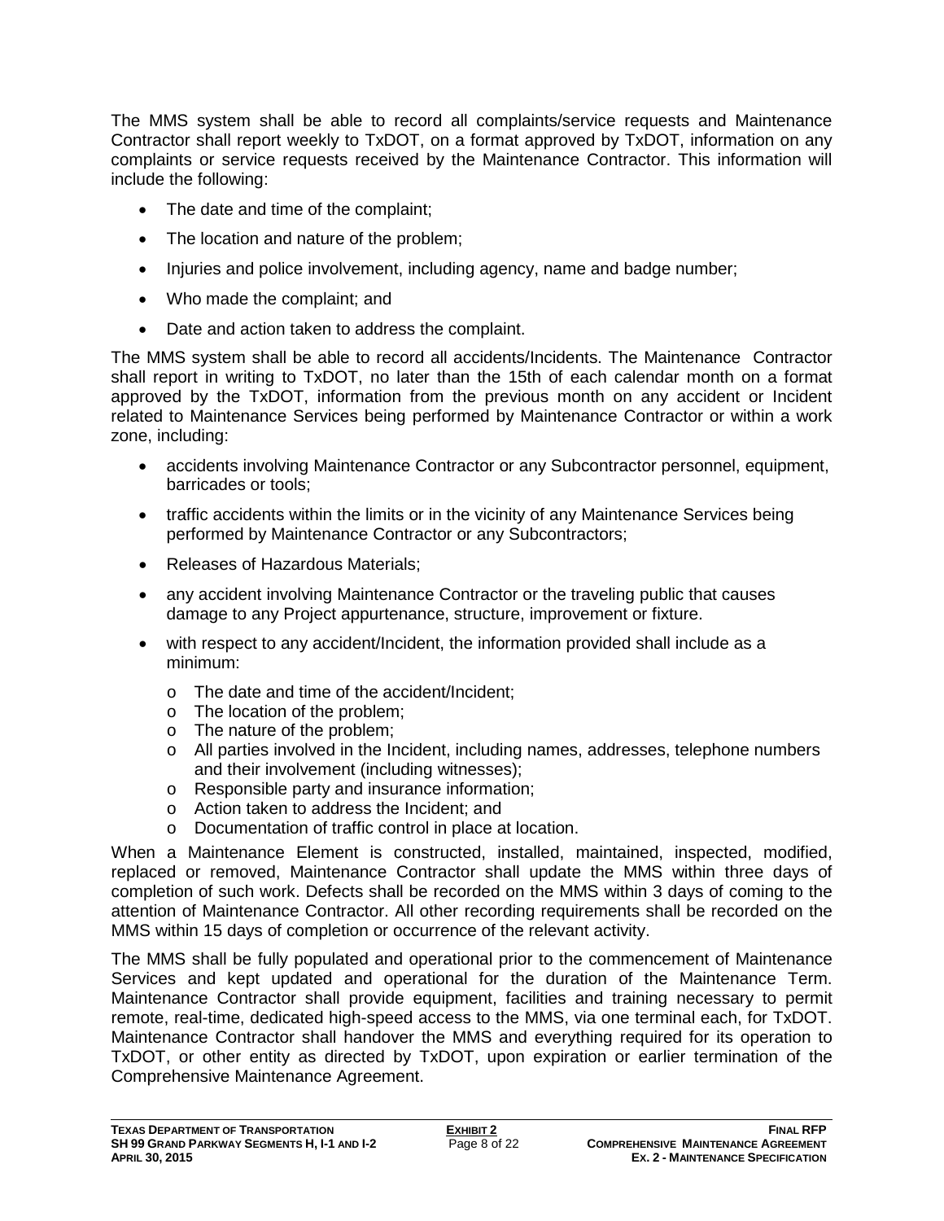The MMS system shall be able to record all complaints/service requests and Maintenance Contractor shall report weekly to TxDOT, on a format approved by TxDOT, information on any complaints or service requests received by the Maintenance Contractor. This information will include the following:

- The date and time of the complaint;
- The location and nature of the problem;
- Injuries and police involvement, including agency, name and badge number;
- Who made the complaint; and
- Date and action taken to address the complaint.

The MMS system shall be able to record all accidents/Incidents. The Maintenance Contractor shall report in writing to TxDOT, no later than the 15th of each calendar month on a format approved by the TxDOT, information from the previous month on any accident or Incident related to Maintenance Services being performed by Maintenance Contractor or within a work zone, including:

- accidents involving Maintenance Contractor or any Subcontractor personnel, equipment, barricades or tools;
- traffic accidents within the limits or in the vicinity of any Maintenance Services being performed by Maintenance Contractor or any Subcontractors;
- Releases of Hazardous Materials;
- any accident involving Maintenance Contractor or the traveling public that causes damage to any Project appurtenance, structure, improvement or fixture.
- with respect to any accident/Incident, the information provided shall include as a minimum:
  - The date and time of the accident/Incident;
  - The location of the problem;
  - The nature of the problem;
  - All parties involved in the Incident, including names, addresses, telephone numbers and their involvement (including witnesses);
  - Responsible party and insurance information;
  - Action taken to address the Incident; and
  - Documentation of traffic control in place at location.

When a Maintenance Element is constructed, installed, maintained, inspected, modified, replaced or removed, Maintenance Contractor shall update the MMS within three days of completion of such work. Defects shall be recorded on the MMS within 3 days of coming to the attention of Maintenance Contractor. All other recording requirements shall be recorded on the MMS within 15 days of completion or occurrence of the relevant activity.

The MMS shall be fully populated and operational prior to the commencement of Maintenance Services and kept updated and operational for the duration of the Maintenance Term. Maintenance Contractor shall provide equipment, facilities and training necessary to permit remote, real-time, dedicated high-speed access to the MMS, via one terminal each, for TxDOT. Maintenance Contractor shall handover the MMS and everything required for its operation to TxDOT, or other entity as directed by TxDOT, upon expiration or earlier termination of the Comprehensive Maintenance Agreement.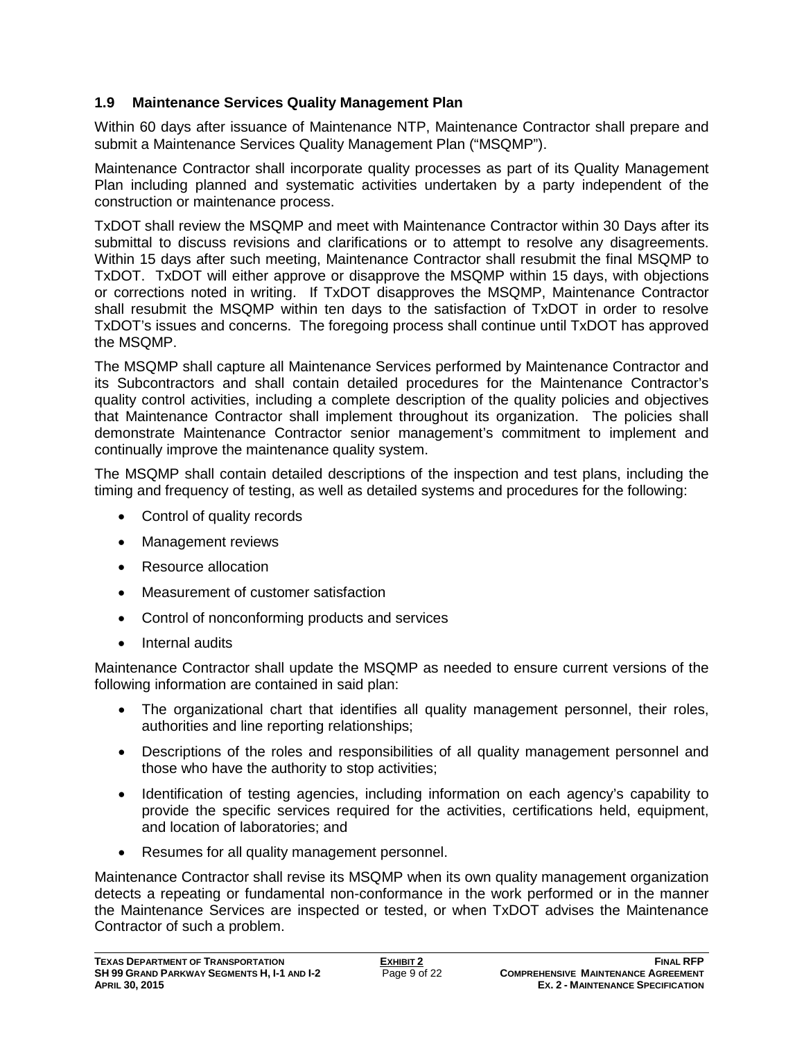### 1.9 Maintenance Services Quality Management Plan

Within 60 days after issuance of Maintenance NTP, Maintenance Contractor shall prepare and submit a Maintenance Services Quality Management Plan ("MSQMP").

Maintenance Contractor shall incorporate quality processes as part of its Quality Management Plan including planned and systematic activities undertaken by a party independent of the construction or maintenance process.

TxDOT shall review the MSQMP and meet with Maintenance Contractor within 30 Days after its submittal to discuss revisions and clarifications or to attempt to resolve any disagreements. Within 15 days after such meeting, Maintenance Contractor shall resubmit the final MSQMP to TxDOT. TxDOT will either approve or disapprove the MSQMP within 15 days, with objections or corrections noted in writing. If TxDOT disapproves the MSQMP, Maintenance Contractor shall resubmit the MSQMP within ten days to the satisfaction of TxDOT in order to resolve TxDOT's issues and concerns. The foregoing process shall continue until TxDOT has approved the MSQMP.

The MSQMP shall capture all Maintenance Services performed by Maintenance Contractor and its Subcontractors and shall contain detailed procedures for the Maintenance Contractor's quality control activities, including a complete description of the quality policies and objectives that Maintenance Contractor shall implement throughout its organization. The policies shall demonstrate Maintenance Contractor senior management's commitment to implement and continually improve the maintenance quality system.

The MSQMP shall contain detailed descriptions of the inspection and test plans, including the timing and frequency of testing, as well as detailed systems and procedures for the following:

- Control of quality records
- Management reviews
- Resource allocation
- Measurement of customer satisfaction
- Control of nonconforming products and services
- Internal audits

Maintenance Contractor shall update the MSQMP as needed to ensure current versions of the following information are contained in said plan:

- The organizational chart that identifies all quality management personnel, their roles, authorities and line reporting relationships;
- Descriptions of the roles and responsibilities of all quality management personnel and those who have the authority to stop activities;
- Identification of testing agencies, including information on each agency's capability to provide the specific services required for the activities, certifications held, equipment, and location of laboratories; and
- Resumes for all quality management personnel.

Maintenance Contractor shall revise its MSQMP when its own quality management organization detects a repeating or fundamental non-conformance in the work performed or in the manner the Maintenance Services are inspected or tested, or when TxDOT advises the Maintenance Contractor of such a problem.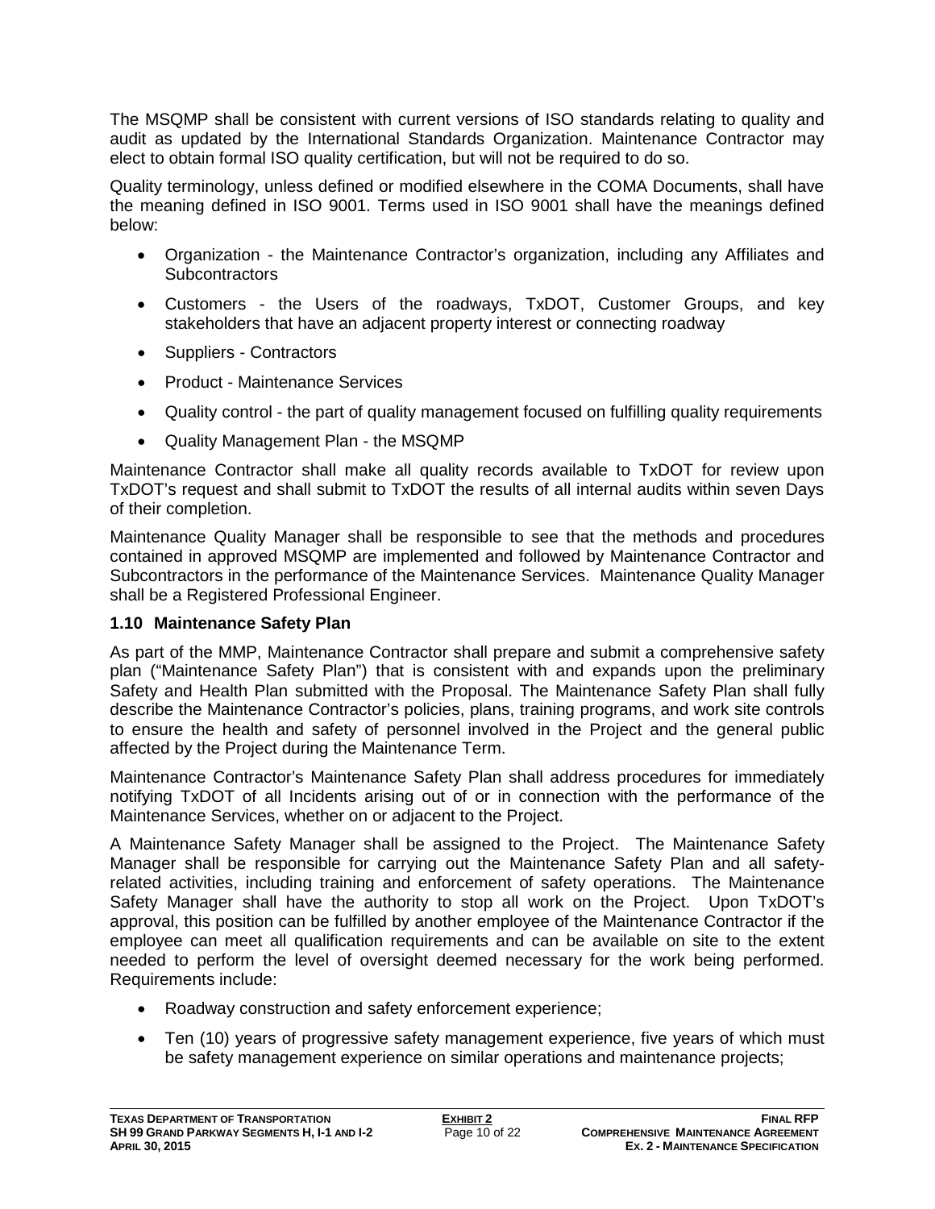The MSQMP shall be consistent with current versions of ISO standards relating to quality and audit as updated by the International Standards Organization. Maintenance Contractor may elect to obtain formal ISO quality certification, but will not be required to do so.

Quality terminology, unless defined or modified elsewhere in the COMA Documents, shall have the meaning defined in ISO 9001. Terms used in ISO 9001 shall have the meanings defined below:

- Organization - the Maintenance Contractor's organization, including any Affiliates and Subcontractors
- Customers - the Users of the roadways, TxDOT, Customer Groups, and key stakeholders that have an adjacent property interest or connecting roadway
- Suppliers - Contractors
- Product - Maintenance Services
- Quality control - the part of quality management focused on fulfilling quality requirements
- Quality Management Plan - the MSQMP

Maintenance Contractor shall make all quality records available to TxDOT for review upon TxDOT's request and shall submit to TxDOT the results of all internal audits within seven Days of their completion.

Maintenance Quality Manager shall be responsible to see that the methods and procedures contained in approved MSQMP are implemented and followed by Maintenance Contractor and Subcontractors in the performance of the Maintenance Services. Maintenance Quality Manager shall be a Registered Professional Engineer.

### 1.10 Maintenance Safety Plan

As part of the MMP, Maintenance Contractor shall prepare and submit a comprehensive safety plan ("Maintenance Safety Plan") that is consistent with and expands upon the preliminary Safety and Health Plan submitted with the Proposal. The Maintenance Safety Plan shall fully describe the Maintenance Contractor's policies, plans, training programs, and work site controls to ensure the health and safety of personnel involved in the Project and the general public affected by the Project during the Maintenance Term.

Maintenance Contractor's Maintenance Safety Plan shall address procedures for immediately notifying TxDOT of all Incidents arising out of or in connection with the performance of the Maintenance Services, whether on or adjacent to the Project.

A Maintenance Safety Manager shall be assigned to the Project. The Maintenance Safety Manager shall be responsible for carrying out the Maintenance Safety Plan and all safety-related activities, including training and enforcement of safety operations. The Maintenance Safety Manager shall have the authority to stop all work on the Project. Upon TxDOT's approval, this position can be fulfilled by another employee of the Maintenance Contractor if the employee can meet all qualification requirements and can be available on site to the extent needed to perform the level of oversight deemed necessary for the work being performed. Requirements include:

- Roadway construction and safety enforcement experience;
- Ten (10) years of progressive safety management experience, five years of which must be safety management experience on similar operations and maintenance projects;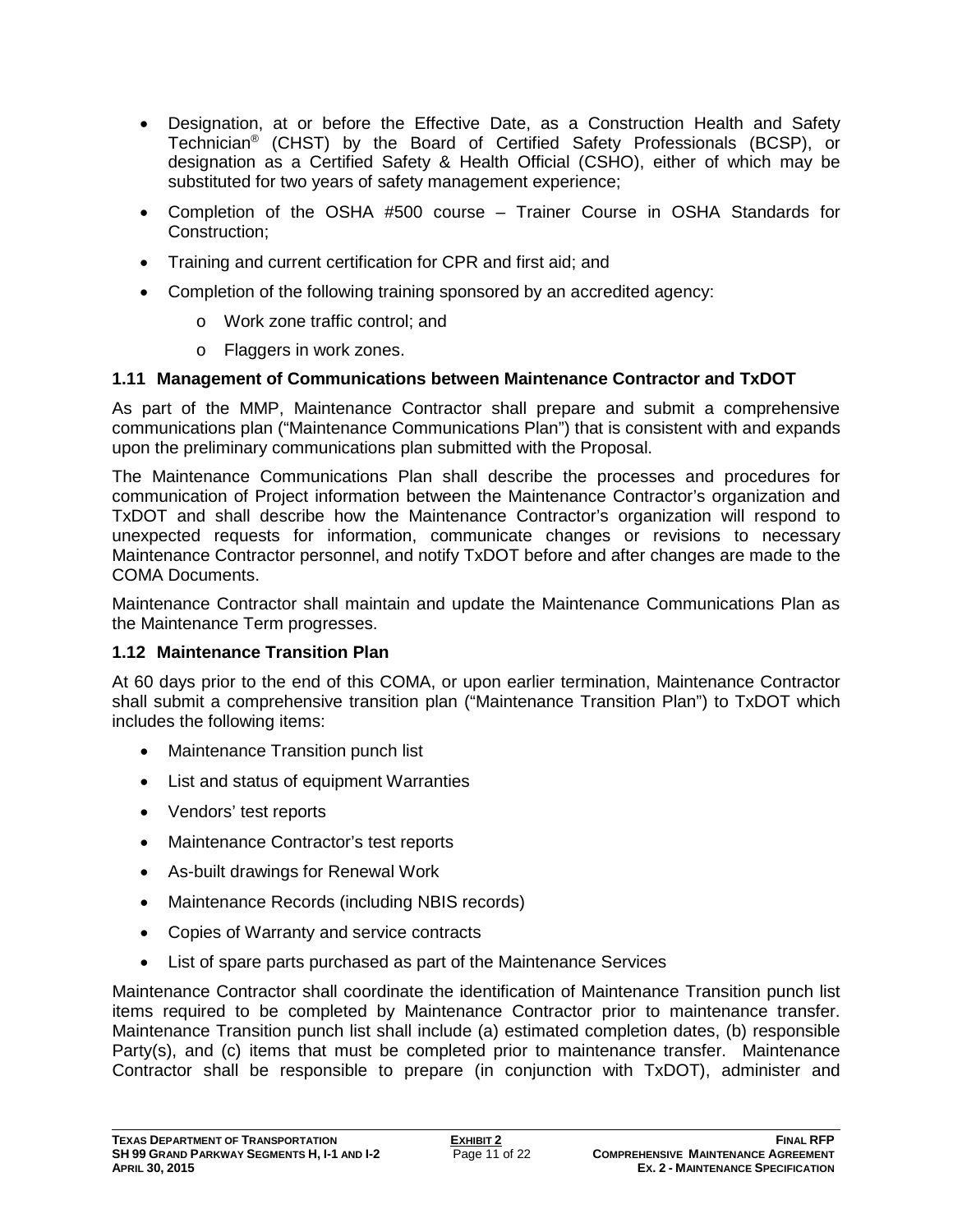- Designation, at or before the Effective Date, as a Construction Health and Safety Technician® (CHST) by the Board of Certified Safety Professionals (BCSP), or designation as a Certified Safety & Health Official (CSHO), either of which may be substituted for two years of safety management experience;
- Completion of the OSHA #500 course – Trainer Course in OSHA Standards for Construction;
- Training and current certification for CPR and first aid; and
- Completion of the following training sponsored by an accredited agency:
    - Work zone traffic control; and
    - Flaggers in work zones.

### 1.11 Management of Communications between Maintenance Contractor and TxDOT

As part of the MMP, Maintenance Contractor shall prepare and submit a comprehensive communications plan ("Maintenance Communications Plan") that is consistent with and expands upon the preliminary communications plan submitted with the Proposal.

The Maintenance Communications Plan shall describe the processes and procedures for communication of Project information between the Maintenance Contractor's organization and TxDOT and shall describe how the Maintenance Contractor's organization will respond to unexpected requests for information, communicate changes or revisions to necessary Maintenance Contractor personnel, and notify TxDOT before and after changes are made to the COMA Documents.

Maintenance Contractor shall maintain and update the Maintenance Communications Plan as the Maintenance Term progresses.

### 1.12 Maintenance Transition Plan

At 60 days prior to the end of this COMA, or upon earlier termination, Maintenance Contractor shall submit a comprehensive transition plan ("Maintenance Transition Plan") to TxDOT which includes the following items:

- Maintenance Transition punch list
- List and status of equipment Warranties
- Vendors' test reports
- Maintenance Contractor's test reports
- As-built drawings for Renewal Work
- Maintenance Records (including NBIS records)
- Copies of Warranty and service contracts
- List of spare parts purchased as part of the Maintenance Services

Maintenance Contractor shall coordinate the identification of Maintenance Transition punch list items required to be completed by Maintenance Contractor prior to maintenance transfer. Maintenance Transition punch list shall include (a) estimated completion dates, (b) responsible Party(s), and (c) items that must be completed prior to maintenance transfer. Maintenance Contractor shall be responsible to prepare (in conjunction with TxDOT), administer and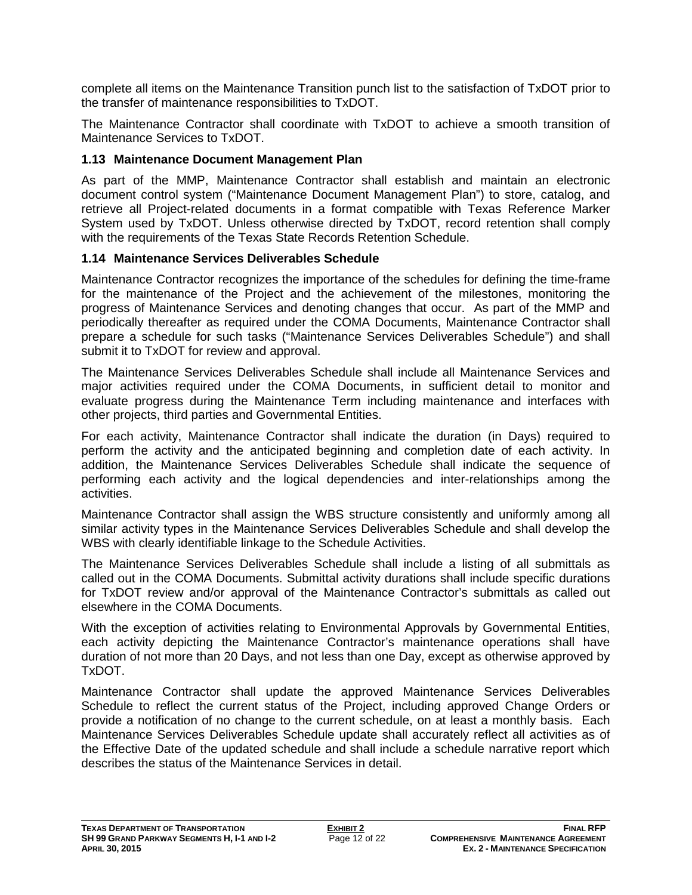complete all items on the Maintenance Transition punch list to the satisfaction of TxDOT prior to the transfer of maintenance responsibilities to TxDOT.

The Maintenance Contractor shall coordinate with TxDOT to achieve a smooth transition of Maintenance Services to TxDOT.

### 1.13 Maintenance Document Management Plan

As part of the MMP, Maintenance Contractor shall establish and maintain an electronic document control system ("Maintenance Document Management Plan") to store, catalog, and retrieve all Project-related documents in a format compatible with Texas Reference Marker System used by TxDOT. Unless otherwise directed by TxDOT, record retention shall comply with the requirements of the Texas State Records Retention Schedule.

### 1.14 Maintenance Services Deliverables Schedule

Maintenance Contractor recognizes the importance of the schedules for defining the time-frame for the maintenance of the Project and the achievement of the milestones, monitoring the progress of Maintenance Services and denoting changes that occur. As part of the MMP and periodically thereafter as required under the COMA Documents, Maintenance Contractor shall prepare a schedule for such tasks ("Maintenance Services Deliverables Schedule") and shall submit it to TxDOT for review and approval.

The Maintenance Services Deliverables Schedule shall include all Maintenance Services and major activities required under the COMA Documents, in sufficient detail to monitor and evaluate progress during the Maintenance Term including maintenance and interfaces with other projects, third parties and Governmental Entities.

For each activity, Maintenance Contractor shall indicate the duration (in Days) required to perform the activity and the anticipated beginning and completion date of each activity. In addition, the Maintenance Services Deliverables Schedule shall indicate the sequence of performing each activity and the logical dependencies and inter-relationships among the activities.

Maintenance Contractor shall assign the WBS structure consistently and uniformly among all similar activity types in the Maintenance Services Deliverables Schedule and shall develop the WBS with clearly identifiable linkage to the Schedule Activities.

The Maintenance Services Deliverables Schedule shall include a listing of all submittals as called out in the COMA Documents. Submittal activity durations shall include specific durations for TxDOT review and/or approval of the Maintenance Contractor's submittals as called out elsewhere in the COMA Documents.

With the exception of activities relating to Environmental Approvals by Governmental Entities, each activity depicting the Maintenance Contractor's maintenance operations shall have duration of not more than 20 Days, and not less than one Day, except as otherwise approved by TxDOT.

Maintenance Contractor shall update the approved Maintenance Services Deliverables Schedule to reflect the current status of the Project, including approved Change Orders or provide a notification of no change to the current schedule, on at least a monthly basis. Each Maintenance Services Deliverables Schedule update shall accurately reflect all activities as of the Effective Date of the updated schedule and shall include a schedule narrative report which describes the status of the Maintenance Services in detail.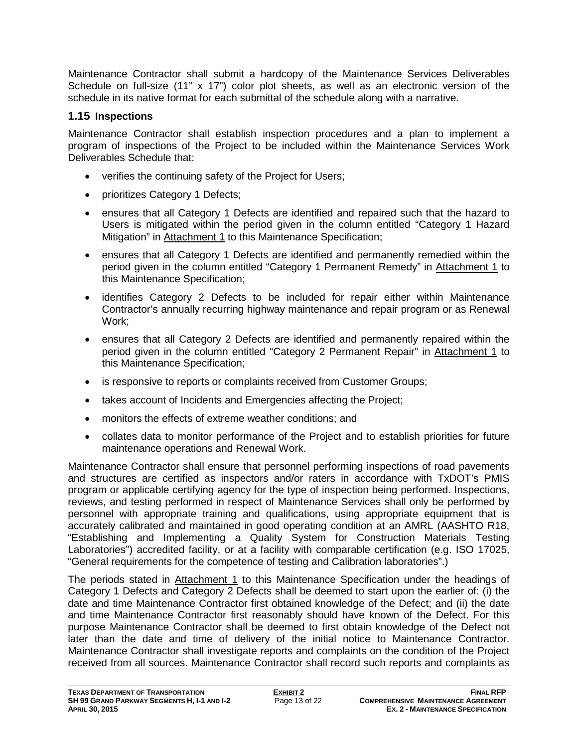Maintenance Contractor shall submit a hardcopy of the Maintenance Services Deliverables Schedule on full-size (11" x 17") color plot sheets, as well as an electronic version of the schedule in its native format for each submittal of the schedule along with a narrative.

## 1.15 Inspections

Maintenance Contractor shall establish inspection procedures and a plan to implement a program of inspections of the Project to be included within the Maintenance Services Work Deliverables Schedule that:

- verifies the continuing safety of the Project for Users;
- prioritizes Category 1 Defects;
- ensures that all Category 1 Defects are identified and repaired such that the hazard to Users is mitigated within the period given in the column entitled "Category 1 Hazard Mitigation" in Attachment 1 to this Maintenance Specification;
- ensures that all Category 1 Defects are identified and permanently remedied within the period given in the column entitled "Category 1 Permanent Remedy" in Attachment 1 to this Maintenance Specification;
- identifies Category 2 Defects to be included for repair either within Maintenance Contractor's annually recurring highway maintenance and repair program or as Renewal Work;
- ensures that all Category 2 Defects are identified and permanently repaired within the period given in the column entitled "Category 2 Permanent Repair" in Attachment 1 to this Maintenance Specification;
- is responsive to reports or complaints received from Customer Groups;
- takes account of Incidents and Emergencies affecting the Project;
- monitors the effects of extreme weather conditions; and
- collates data to monitor performance of the Project and to establish priorities for future maintenance operations and Renewal Work.

Maintenance Contractor shall ensure that personnel performing inspections of road pavements and structures are certified as inspectors and/or raters in accordance with TxDOT's PMIS program or applicable certifying agency for the type of inspection being performed. Inspections, reviews, and testing performed in respect of Maintenance Services shall only be performed by personnel with appropriate training and qualifications, using appropriate equipment that is accurately calibrated and maintained in good operating condition at an AMRL (AASHTO R18, "Establishing and Implementing a Quality System for Construction Materials Testing Laboratories") accredited facility, or at a facility with comparable certification (e.g. ISO 17025, "General requirements for the competence of testing and Calibration laboratories".)

The periods stated in Attachment 1 to this Maintenance Specification under the headings of Category 1 Defects and Category 2 Defects shall be deemed to start upon the earlier of: (i) the date and time Maintenance Contractor first obtained knowledge of the Defect; and (ii) the date and time Maintenance Contractor first reasonably should have known of the Defect. For this purpose Maintenance Contractor shall be deemed to first obtain knowledge of the Defect not later than the date and time of delivery of the initial notice to Maintenance Contractor. Maintenance Contractor shall investigate reports and complaints on the condition of the Project received from all sources. Maintenance Contractor shall record such reports and complaints as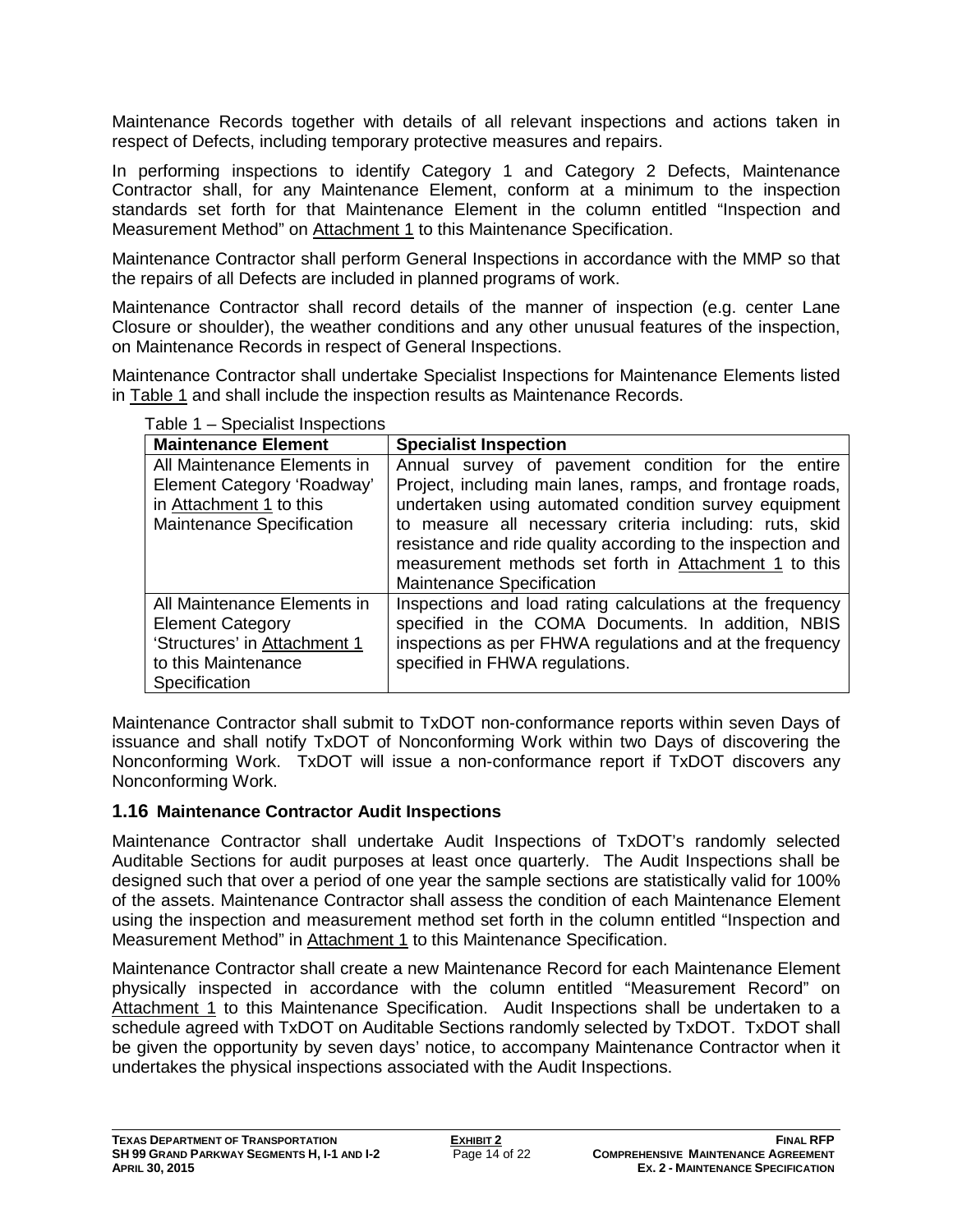Maintenance Records together with details of all relevant inspections and actions taken in respect of Defects, including temporary protective measures and repairs.

In performing inspections to identify Category 1 and Category 2 Defects, Maintenance Contractor shall, for any Maintenance Element, conform at a minimum to the inspection standards set forth for that Maintenance Element in the column entitled "Inspection and Measurement Method" on Attachment 1 to this Maintenance Specification.

Maintenance Contractor shall perform General Inspections in accordance with the MMP so that the repairs of all Defects are included in planned programs of work.

Maintenance Contractor shall record details of the manner of inspection (e.g. center Lane Closure or shoulder), the weather conditions and any other unusual features of the inspection, on Maintenance Records in respect of General Inspections.

Maintenance Contractor shall undertake Specialist Inspections for Maintenance Elements listed in Table 1 and shall include the inspection results as Maintenance Records.

Table 1 – Specialist Inspections

| Maintenance Element | Specialist Inspection |
|---|---|
| All Maintenance Elements in Element Category 'Roadway' in Attachment 1 to this Maintenance Specification | Annual survey of pavement condition for the entire Project, including main lanes, ramps, and frontage roads, undertaken using automated condition survey equipment to measure all necessary criteria including: ruts, skid resistance and ride quality according to the inspection and measurement methods set forth in Attachment 1 to this Maintenance Specification |
| All Maintenance Elements in Element Category 'Structures' in Attachment 1 to this Maintenance Specification | Inspections and load rating calculations at the frequency specified in the COMA Documents. In addition, NBIS inspections as per FHWA regulations and at the frequency specified in FHWA regulations. |

Maintenance Contractor shall submit to TxDOT non-conformance reports within seven Days of issuance and shall notify TxDOT of Nonconforming Work within two Days of discovering the Nonconforming Work. TxDOT will issue a non-conformance report if TxDOT discovers any Nonconforming Work.

## 1.16 Maintenance Contractor Audit Inspections

Maintenance Contractor shall undertake Audit Inspections of TxDOT's randomly selected Auditable Sections for audit purposes at least once quarterly. The Audit Inspections shall be designed such that over a period of one year the sample sections are statistically valid for 100% of the assets. Maintenance Contractor shall assess the condition of each Maintenance Element using the inspection and measurement method set forth in the column entitled "Inspection and Measurement Method" in Attachment 1 to this Maintenance Specification.

Maintenance Contractor shall create a new Maintenance Record for each Maintenance Element physically inspected in accordance with the column entitled "Measurement Record" on Attachment 1 to this Maintenance Specification. Audit Inspections shall be undertaken to a schedule agreed with TxDOT on Auditable Sections randomly selected by TxDOT. TxDOT shall be given the opportunity by seven days' notice, to accompany Maintenance Contractor when it undertakes the physical inspections associated with the Audit Inspections.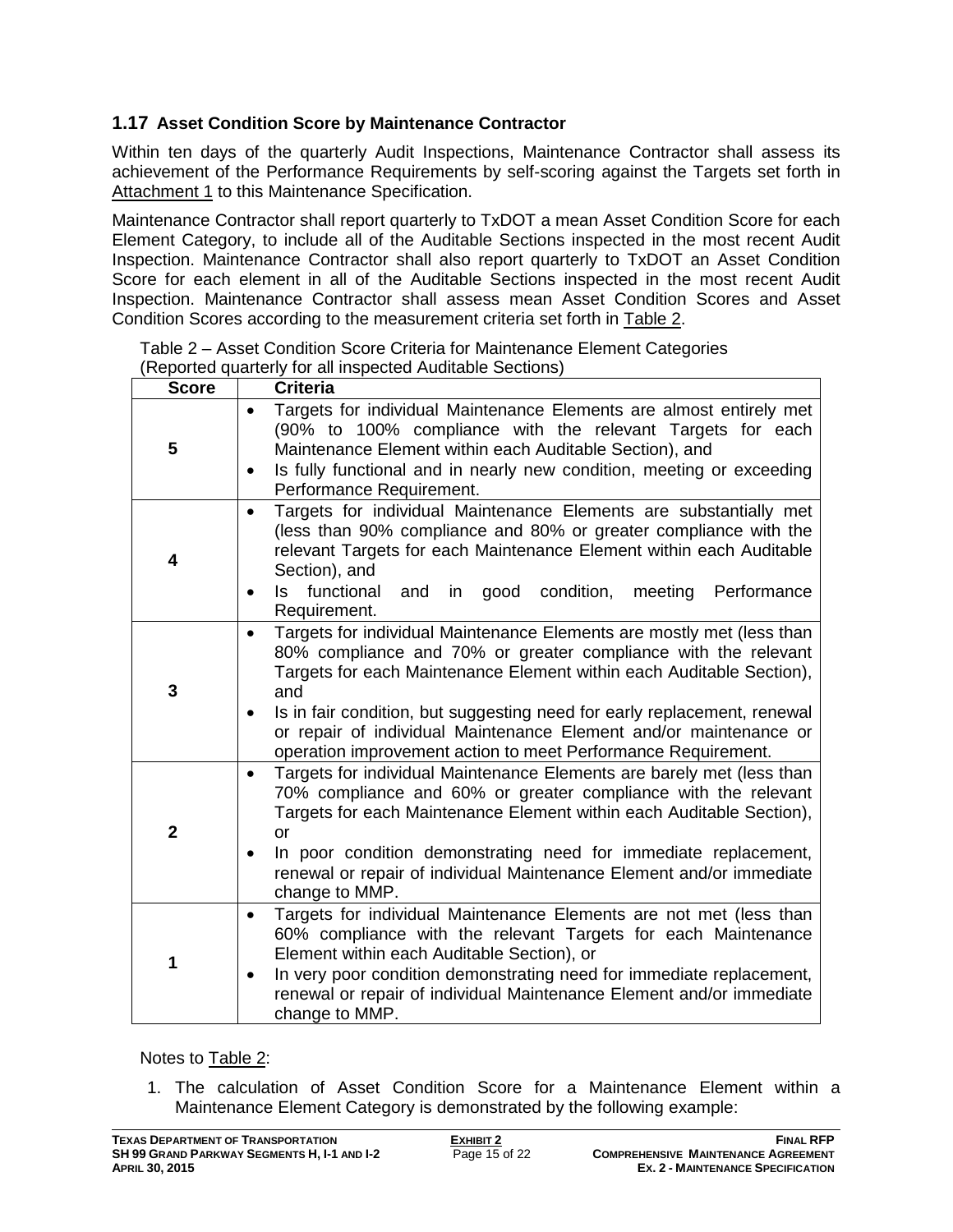## 1.17 Asset Condition Score by Maintenance Contractor

Within ten days of the quarterly Audit Inspections, Maintenance Contractor shall assess its achievement of the Performance Requirements by self-scoring against the Targets set forth in Attachment 1 to this Maintenance Specification.

Maintenance Contractor shall report quarterly to TxDOT a mean Asset Condition Score for each Element Category, to include all of the Auditable Sections inspected in the most recent Audit Inspection. Maintenance Contractor shall also report quarterly to TxDOT an Asset Condition Score for each element in all of the Auditable Sections inspected in the most recent Audit Inspection. Maintenance Contractor shall assess mean Asset Condition Scores and Asset Condition Scores according to the measurement criteria set forth in Table 2.

Table 2 – Asset Condition Score Criteria for Maintenance Element Categories (Reported quarterly for all inspected Auditable Sections)

| Score | Criteria |
|---|---|
| 5 | • Targets for individual Maintenance Elements are almost entirely met (90% to 100% compliance with the relevant Targets for each Maintenance Element within each Auditable Section), and<br>• Is fully functional and in nearly new condition, meeting or exceeding Performance Requirement. |
| 4 | • Targets for individual Maintenance Elements are substantially met (less than 90% compliance and 80% or greater compliance with the relevant Targets for each Maintenance Element within each Auditable Section), and<br>• Is functional and in good condition, meeting Performance Requirement. |
| 3 | • Targets for individual Maintenance Elements are mostly met (less than 80% compliance and 70% or greater compliance with the relevant Targets for each Maintenance Element within each Auditable Section), and<br>• Is in fair condition, but suggesting need for early replacement, renewal or repair of individual Maintenance Element and/or maintenance or operation improvement action to meet Performance Requirement. |
| 2 | • Targets for individual Maintenance Elements are barely met (less than 70% compliance and 60% or greater compliance with the relevant Targets for each Maintenance Element within each Auditable Section), or<br>• In poor condition demonstrating need for immediate replacement, renewal or repair of individual Maintenance Element and/or immediate change to MMP. |
| 1 | • Targets for individual Maintenance Elements are not met (less than 60% compliance with the relevant Targets for each Maintenance Element within each Auditable Section), or<br>• In very poor condition demonstrating need for immediate replacement, renewal or repair of individual Maintenance Element and/or immediate change to MMP. |

Notes to Table 2:

1. The calculation of Asset Condition Score for a Maintenance Element within a Maintenance Element Category is demonstrated by the following example: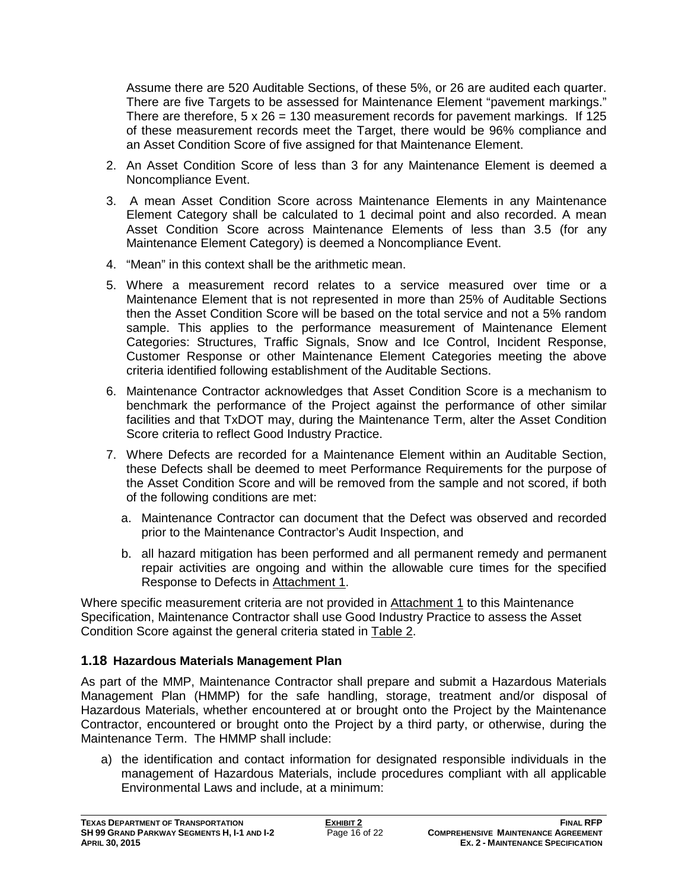Assume there are 520 Auditable Sections, of these 5%, or 26 are audited each quarter. There are five Targets to be assessed for Maintenance Element "pavement markings." There are therefore, 5 x 26 = 130 measurement records for pavement markings. If 125 of these measurement records meet the Target, there would be 96% compliance and an Asset Condition Score of five assigned for that Maintenance Element.

2. An Asset Condition Score of less than 3 for any Maintenance Element is deemed a Noncompliance Event.
3. A mean Asset Condition Score across Maintenance Elements in any Maintenance Element Category shall be calculated to 1 decimal point and also recorded. A mean Asset Condition Score across Maintenance Elements of less than 3.5 (for any Maintenance Element Category) is deemed a Noncompliance Event.
4. "Mean" in this context shall be the arithmetic mean.
5. Where a measurement record relates to a service measured over time or a Maintenance Element that is not represented in more than 25% of Auditable Sections then the Asset Condition Score will be based on the total service and not a 5% random sample. This applies to the performance measurement of Maintenance Element Categories: Structures, Traffic Signals, Snow and Ice Control, Incident Response, Customer Response or other Maintenance Element Categories meeting the above criteria identified following establishment of the Auditable Sections.
6. Maintenance Contractor acknowledges that Asset Condition Score is a mechanism to benchmark the performance of the Project against the performance of other similar facilities and that TxDOT may, during the Maintenance Term, alter the Asset Condition Score criteria to reflect Good Industry Practice.
7. Where Defects are recorded for a Maintenance Element within an Auditable Section, these Defects shall be deemed to meet Performance Requirements for the purpose of the Asset Condition Score and will be removed from the sample and not scored, if both of the following conditions are met:
   a. Maintenance Contractor can document that the Defect was observed and recorded prior to the Maintenance Contractor's Audit Inspection, and
   b. all hazard mitigation has been performed and all permanent remedy and permanent repair activities are ongoing and within the allowable cure times for the specified Response to Defects in Attachment 1.

Where specific measurement criteria are not provided in Attachment 1 to this Maintenance Specification, Maintenance Contractor shall use Good Industry Practice to assess the Asset Condition Score against the general criteria stated in Table 2.

## 1.18 Hazardous Materials Management Plan

As part of the MMP, Maintenance Contractor shall prepare and submit a Hazardous Materials Management Plan (HMMP) for the safe handling, storage, treatment and/or disposal of Hazardous Materials, whether encountered at or brought onto the Project by the Maintenance Contractor, encountered or brought onto the Project by a third party, or otherwise, during the Maintenance Term. The HMMP shall include:

a) the identification and contact information for designated responsible individuals in the management of Hazardous Materials, include procedures compliant with all applicable Environmental Laws and include, at a minimum: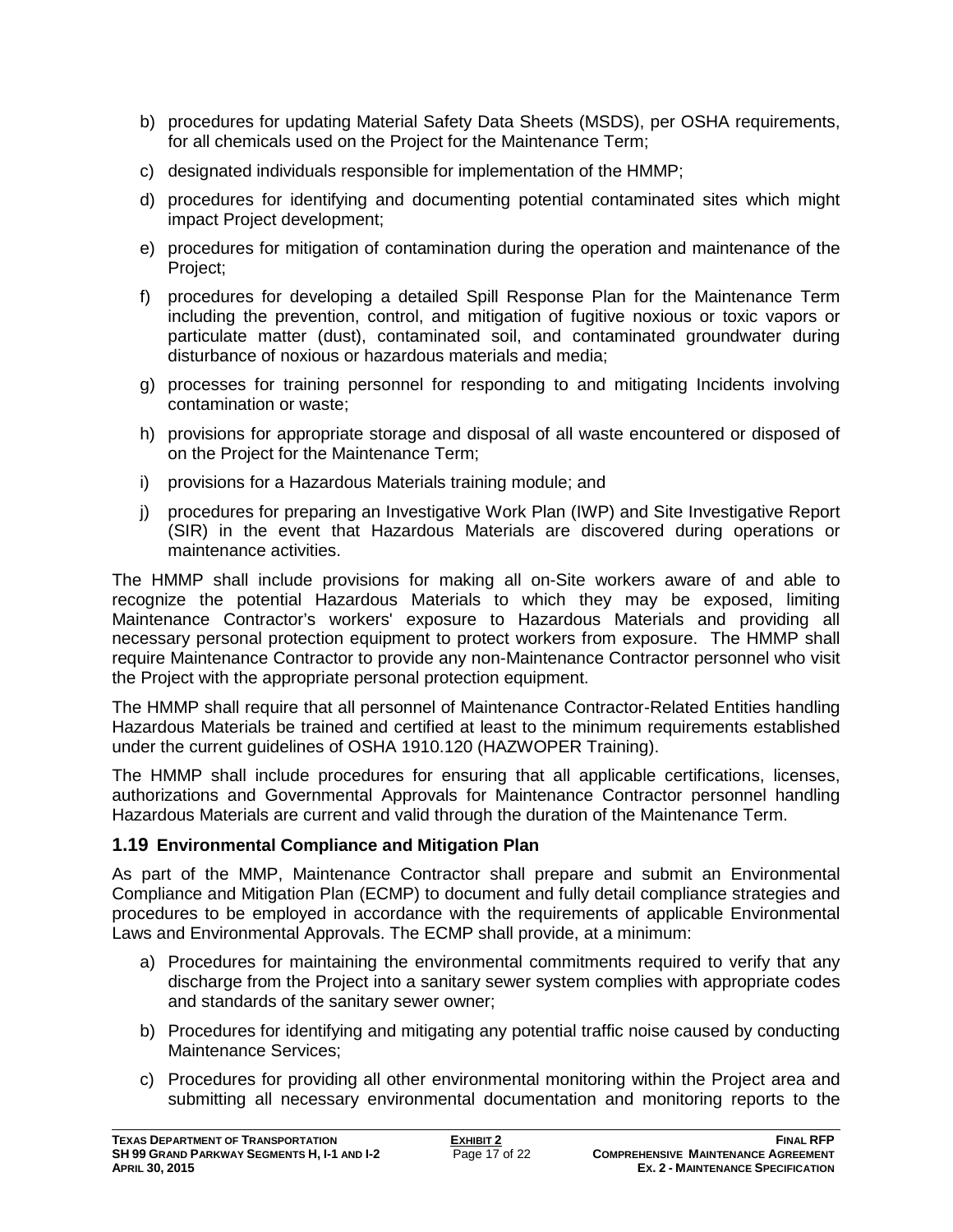b) procedures for updating Material Safety Data Sheets (MSDS), per OSHA requirements, for all chemicals used on the Project for the Maintenance Term;

c) designated individuals responsible for implementation of the HMMP;

d) procedures for identifying and documenting potential contaminated sites which might impact Project development;

e) procedures for mitigation of contamination during the operation and maintenance of the Project;

f) procedures for developing a detailed Spill Response Plan for the Maintenance Term including the prevention, control, and mitigation of fugitive noxious or toxic vapors or particulate matter (dust), contaminated soil, and contaminated groundwater during disturbance of noxious or hazardous materials and media;

g) processes for training personnel for responding to and mitigating Incidents involving contamination or waste;

h) provisions for appropriate storage and disposal of all waste encountered or disposed of on the Project for the Maintenance Term;

i) provisions for a Hazardous Materials training module; and

j) procedures for preparing an Investigative Work Plan (IWP) and Site Investigative Report (SIR) in the event that Hazardous Materials are discovered during operations or maintenance activities.

The HMMP shall include provisions for making all on-Site workers aware of and able to recognize the potential Hazardous Materials to which they may be exposed, limiting Maintenance Contractor's workers' exposure to Hazardous Materials and providing all necessary personal protection equipment to protect workers from exposure. The HMMP shall require Maintenance Contractor to provide any non-Maintenance Contractor personnel who visit the Project with the appropriate personal protection equipment.

The HMMP shall require that all personnel of Maintenance Contractor-Related Entities handling Hazardous Materials be trained and certified at least to the minimum requirements established under the current guidelines of OSHA 1910.120 (HAZWOPER Training).

The HMMP shall include procedures for ensuring that all applicable certifications, licenses, authorizations and Governmental Approvals for Maintenance Contractor personnel handling Hazardous Materials are current and valid through the duration of the Maintenance Term.

### 1.19 Environmental Compliance and Mitigation Plan

As part of the MMP, Maintenance Contractor shall prepare and submit an Environmental Compliance and Mitigation Plan (ECMP) to document and fully detail compliance strategies and procedures to be employed in accordance with the requirements of applicable Environmental Laws and Environmental Approvals. The ECMP shall provide, at a minimum:

a) Procedures for maintaining the environmental commitments required to verify that any discharge from the Project into a sanitary sewer system complies with appropriate codes and standards of the sanitary sewer owner;

b) Procedures for identifying and mitigating any potential traffic noise caused by conducting Maintenance Services;

c) Procedures for providing all other environmental monitoring within the Project area and submitting all necessary environmental documentation and monitoring reports to the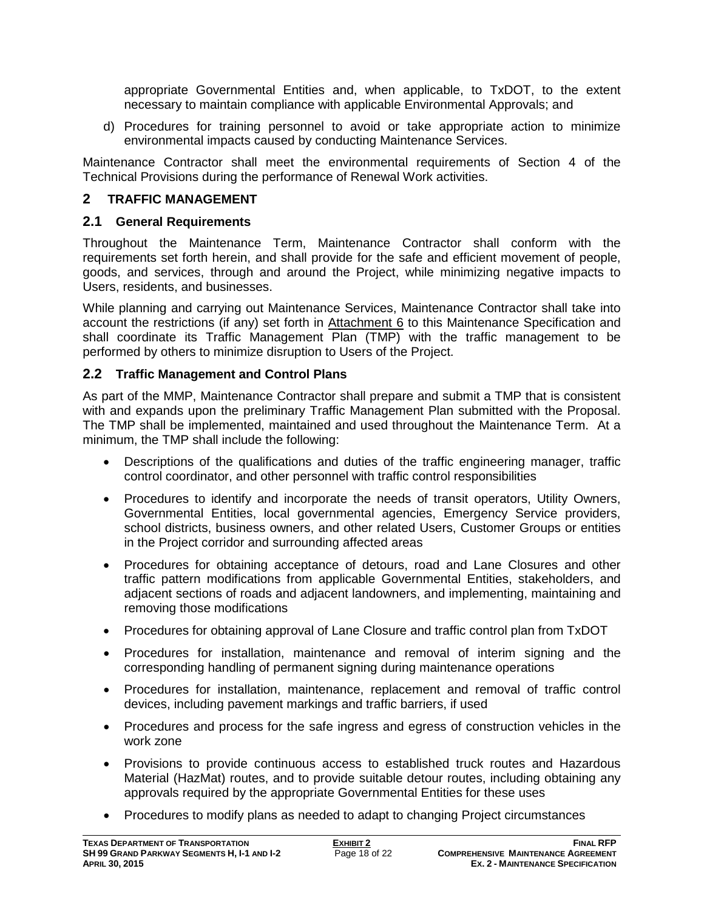appropriate Governmental Entities and, when applicable, to TxDOT, to the extent necessary to maintain compliance with applicable Environmental Approvals; and

d) Procedures for training personnel to avoid or take appropriate action to minimize environmental impacts caused by conducting Maintenance Services.

Maintenance Contractor shall meet the environmental requirements of Section 4 of the Technical Provisions during the performance of Renewal Work activities.

# 2 TRAFFIC MANAGEMENT

## 2.1 General Requirements

Throughout the Maintenance Term, Maintenance Contractor shall conform with the requirements set forth herein, and shall provide for the safe and efficient movement of people, goods, and services, through and around the Project, while minimizing negative impacts to Users, residents, and businesses.

While planning and carrying out Maintenance Services, Maintenance Contractor shall take into account the restrictions (if any) set forth in Attachment 6 to this Maintenance Specification and shall coordinate its Traffic Management Plan (TMP) with the traffic management to be performed by others to minimize disruption to Users of the Project.

## 2.2 Traffic Management and Control Plans

As part of the MMP, Maintenance Contractor shall prepare and submit a TMP that is consistent with and expands upon the preliminary Traffic Management Plan submitted with the Proposal. The TMP shall be implemented, maintained and used throughout the Maintenance Term. At a minimum, the TMP shall include the following:

- Descriptions of the qualifications and duties of the traffic engineering manager, traffic control coordinator, and other personnel with traffic control responsibilities
- Procedures to identify and incorporate the needs of transit operators, Utility Owners, Governmental Entities, local governmental agencies, Emergency Service providers, school districts, business owners, and other related Users, Customer Groups or entities in the Project corridor and surrounding affected areas
- Procedures for obtaining acceptance of detours, road and Lane Closures and other traffic pattern modifications from applicable Governmental Entities, stakeholders, and adjacent sections of roads and adjacent landowners, and implementing, maintaining and removing those modifications
- Procedures for obtaining approval of Lane Closure and traffic control plan from TxDOT
- Procedures for installation, maintenance and removal of interim signing and the corresponding handling of permanent signing during maintenance operations
- Procedures for installation, maintenance, replacement and removal of traffic control devices, including pavement markings and traffic barriers, if used
- Procedures and process for the safe ingress and egress of construction vehicles in the work zone
- Provisions to provide continuous access to established truck routes and Hazardous Material (HazMat) routes, and to provide suitable detour routes, including obtaining any approvals required by the appropriate Governmental Entities for these uses
- Procedures to modify plans as needed to adapt to changing Project circumstances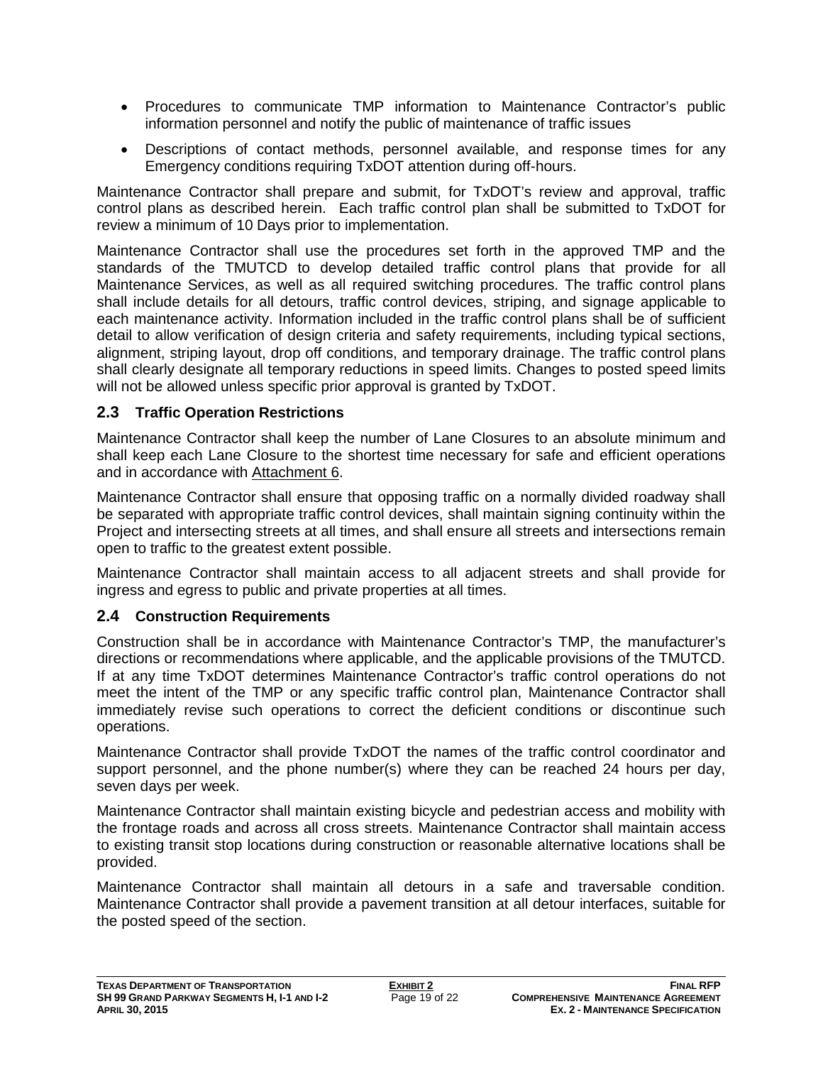- Procedures to communicate TMP information to Maintenance Contractor's public information personnel and notify the public of maintenance of traffic issues
- Descriptions of contact methods, personnel available, and response times for any Emergency conditions requiring TxDOT attention during off-hours.

Maintenance Contractor shall prepare and submit, for TxDOT's review and approval, traffic control plans as described herein. Each traffic control plan shall be submitted to TxDOT for review a minimum of 10 Days prior to implementation.

Maintenance Contractor shall use the procedures set forth in the approved TMP and the standards of the TMUTCD to develop detailed traffic control plans that provide for all Maintenance Services, as well as all required switching procedures. The traffic control plans shall include details for all detours, traffic control devices, striping, and signage applicable to each maintenance activity. Information included in the traffic control plans shall be of sufficient detail to allow verification of design criteria and safety requirements, including typical sections, alignment, striping layout, drop off conditions, and temporary drainage. The traffic control plans shall clearly designate all temporary reductions in speed limits. Changes to posted speed limits will not be allowed unless specific prior approval is granted by TxDOT.

## 2.3 Traffic Operation Restrictions

Maintenance Contractor shall keep the number of Lane Closures to an absolute minimum and shall keep each Lane Closure to the shortest time necessary for safe and efficient operations and in accordance with Attachment 6.

Maintenance Contractor shall ensure that opposing traffic on a normally divided roadway shall be separated with appropriate traffic control devices, shall maintain signing continuity within the Project and intersecting streets at all times, and shall ensure all streets and intersections remain open to traffic to the greatest extent possible.

Maintenance Contractor shall maintain access to all adjacent streets and shall provide for ingress and egress to public and private properties at all times.

## 2.4 Construction Requirements

Construction shall be in accordance with Maintenance Contractor's TMP, the manufacturer's directions or recommendations where applicable, and the applicable provisions of the TMUTCD. If at any time TxDOT determines Maintenance Contractor's traffic control operations do not meet the intent of the TMP or any specific traffic control plan, Maintenance Contractor shall immediately revise such operations to correct the deficient conditions or discontinue such operations.

Maintenance Contractor shall provide TxDOT the names of the traffic control coordinator and support personnel, and the phone number(s) where they can be reached 24 hours per day, seven days per week.

Maintenance Contractor shall maintain existing bicycle and pedestrian access and mobility with the frontage roads and across all cross streets. Maintenance Contractor shall maintain access to existing transit stop locations during construction or reasonable alternative locations shall be provided.

Maintenance Contractor shall maintain all detours in a safe and traversable condition. Maintenance Contractor shall provide a pavement transition at all detour interfaces, suitable for the posted speed of the section.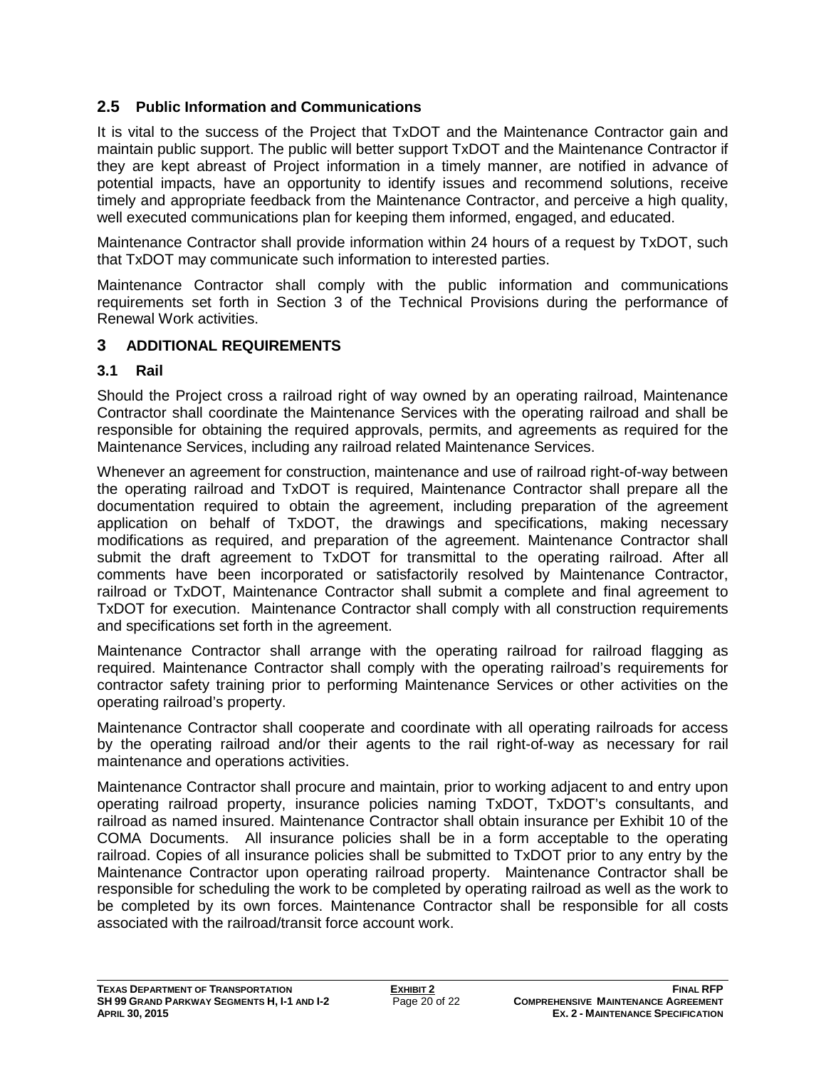## 2.5 Public Information and Communications

It is vital to the success of the Project that TxDOT and the Maintenance Contractor gain and maintain public support. The public will better support TxDOT and the Maintenance Contractor if they are kept abreast of Project information in a timely manner, are notified in advance of potential impacts, have an opportunity to identify issues and recommend solutions, receive timely and appropriate feedback from the Maintenance Contractor, and perceive a high quality, well executed communications plan for keeping them informed, engaged, and educated.

Maintenance Contractor shall provide information within 24 hours of a request by TxDOT, such that TxDOT may communicate such information to interested parties.

Maintenance Contractor shall comply with the public information and communications requirements set forth in Section 3 of the Technical Provisions during the performance of Renewal Work activities.

# 3 ADDITIONAL REQUIREMENTS

## 3.1 Rail

Should the Project cross a railroad right of way owned by an operating railroad, Maintenance Contractor shall coordinate the Maintenance Services with the operating railroad and shall be responsible for obtaining the required approvals, permits, and agreements as required for the Maintenance Services, including any railroad related Maintenance Services.

Whenever an agreement for construction, maintenance and use of railroad right-of-way between the operating railroad and TxDOT is required, Maintenance Contractor shall prepare all the documentation required to obtain the agreement, including preparation of the agreement application on behalf of TxDOT, the drawings and specifications, making necessary modifications as required, and preparation of the agreement. Maintenance Contractor shall submit the draft agreement to TxDOT for transmittal to the operating railroad. After all comments have been incorporated or satisfactorily resolved by Maintenance Contractor, railroad or TxDOT, Maintenance Contractor shall submit a complete and final agreement to TxDOT for execution. Maintenance Contractor shall comply with all construction requirements and specifications set forth in the agreement.

Maintenance Contractor shall arrange with the operating railroad for railroad flagging as required. Maintenance Contractor shall comply with the operating railroad's requirements for contractor safety training prior to performing Maintenance Services or other activities on the operating railroad's property.

Maintenance Contractor shall cooperate and coordinate with all operating railroads for access by the operating railroad and/or their agents to the rail right-of-way as necessary for rail maintenance and operations activities.

Maintenance Contractor shall procure and maintain, prior to working adjacent to and entry upon operating railroad property, insurance policies naming TxDOT, TxDOT's consultants, and railroad as named insured. Maintenance Contractor shall obtain insurance per Exhibit 10 of the COMA Documents. All insurance policies shall be in a form acceptable to the operating railroad. Copies of all insurance policies shall be submitted to TxDOT prior to any entry by the Maintenance Contractor upon operating railroad property. Maintenance Contractor shall be responsible for scheduling the work to be completed by operating railroad as well as the work to be completed by its own forces. Maintenance Contractor shall be responsible for all costs associated with the railroad/transit force account work.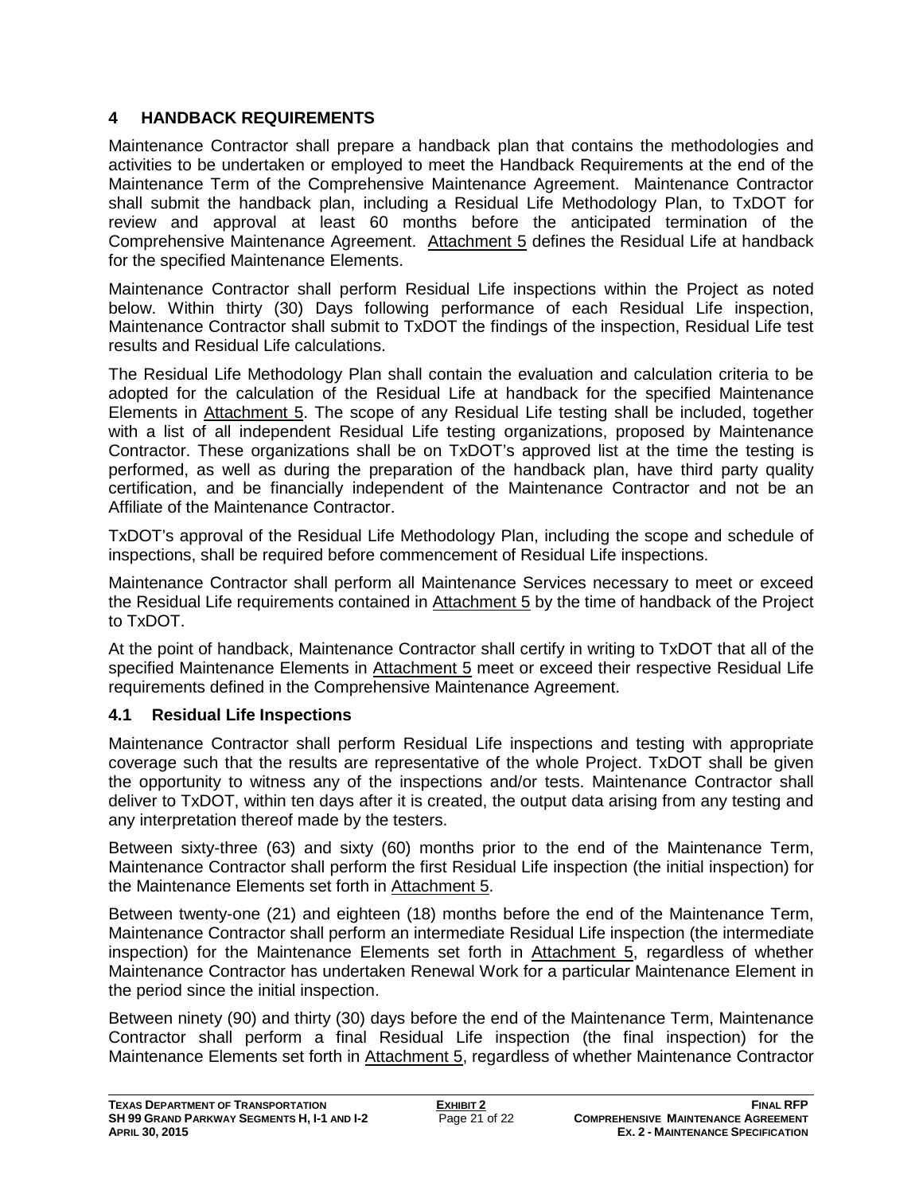## 4 HANDBACK REQUIREMENTS

Maintenance Contractor shall prepare a handback plan that contains the methodologies and activities to be undertaken or employed to meet the Handback Requirements at the end of the Maintenance Term of the Comprehensive Maintenance Agreement. Maintenance Contractor shall submit the handback plan, including a Residual Life Methodology Plan, to TxDOT for review and approval at least 60 months before the anticipated termination of the Comprehensive Maintenance Agreement. Attachment 5 defines the Residual Life at handback for the specified Maintenance Elements.

Maintenance Contractor shall perform Residual Life inspections within the Project as noted below. Within thirty (30) Days following performance of each Residual Life inspection, Maintenance Contractor shall submit to TxDOT the findings of the inspection, Residual Life test results and Residual Life calculations.

The Residual Life Methodology Plan shall contain the evaluation and calculation criteria to be adopted for the calculation of the Residual Life at handback for the specified Maintenance Elements in Attachment 5. The scope of any Residual Life testing shall be included, together with a list of all independent Residual Life testing organizations, proposed by Maintenance Contractor. These organizations shall be on TxDOT's approved list at the time the testing is performed, as well as during the preparation of the handback plan, have third party quality certification, and be financially independent of the Maintenance Contractor and not be an Affiliate of the Maintenance Contractor.

TxDOT's approval of the Residual Life Methodology Plan, including the scope and schedule of inspections, shall be required before commencement of Residual Life inspections.

Maintenance Contractor shall perform all Maintenance Services necessary to meet or exceed the Residual Life requirements contained in Attachment 5 by the time of handback of the Project to TxDOT.

At the point of handback, Maintenance Contractor shall certify in writing to TxDOT that all of the specified Maintenance Elements in Attachment 5 meet or exceed their respective Residual Life requirements defined in the Comprehensive Maintenance Agreement.

### 4.1 Residual Life Inspections

Maintenance Contractor shall perform Residual Life inspections and testing with appropriate coverage such that the results are representative of the whole Project. TxDOT shall be given the opportunity to witness any of the inspections and/or tests. Maintenance Contractor shall deliver to TxDOT, within ten days after it is created, the output data arising from any testing and any interpretation thereof made by the testers.

Between sixty-three (63) and sixty (60) months prior to the end of the Maintenance Term, Maintenance Contractor shall perform the first Residual Life inspection (the initial inspection) for the Maintenance Elements set forth in Attachment 5.

Between twenty-one (21) and eighteen (18) months before the end of the Maintenance Term, Maintenance Contractor shall perform an intermediate Residual Life inspection (the intermediate inspection) for the Maintenance Elements set forth in Attachment 5, regardless of whether Maintenance Contractor has undertaken Renewal Work for a particular Maintenance Element in the period since the initial inspection.

Between ninety (90) and thirty (30) days before the end of the Maintenance Term, Maintenance Contractor shall perform a final Residual Life inspection (the final inspection) for the Maintenance Elements set forth in Attachment 5, regardless of whether Maintenance Contractor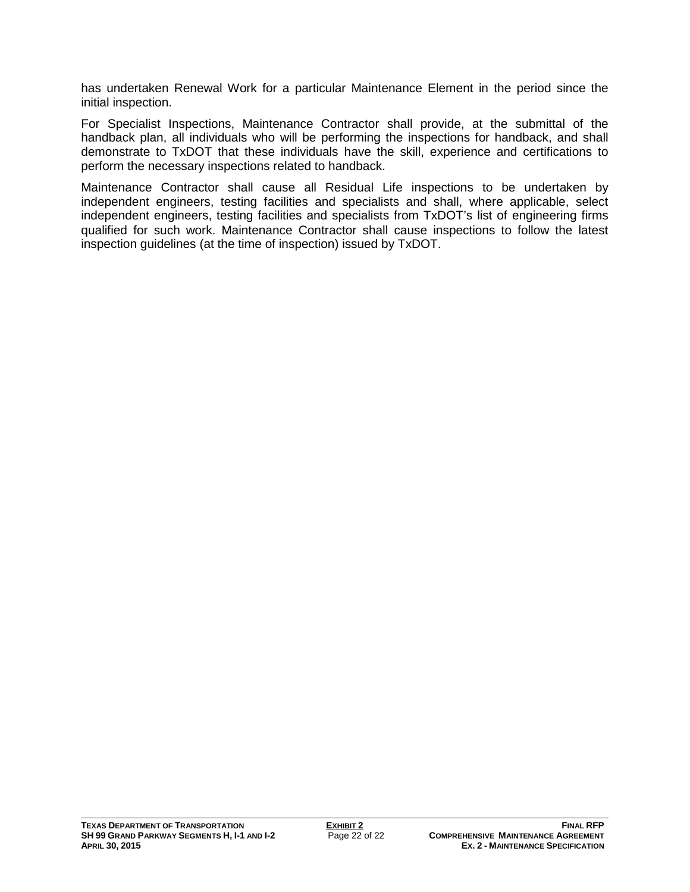has undertaken Renewal Work for a particular Maintenance Element in the period since the initial inspection.

For Specialist Inspections, Maintenance Contractor shall provide, at the submittal of the handback plan, all individuals who will be performing the inspections for handback, and shall demonstrate to TxDOT that these individuals have the skill, experience and certifications to perform the necessary inspections related to handback.

Maintenance Contractor shall cause all Residual Life inspections to be undertaken by independent engineers, testing facilities and specialists and shall, where applicable, select independent engineers, testing facilities and specialists from TxDOT's list of engineering firms qualified for such work. Maintenance Contractor shall cause inspections to follow the latest inspection guidelines (at the time of inspection) issued by TxDOT.